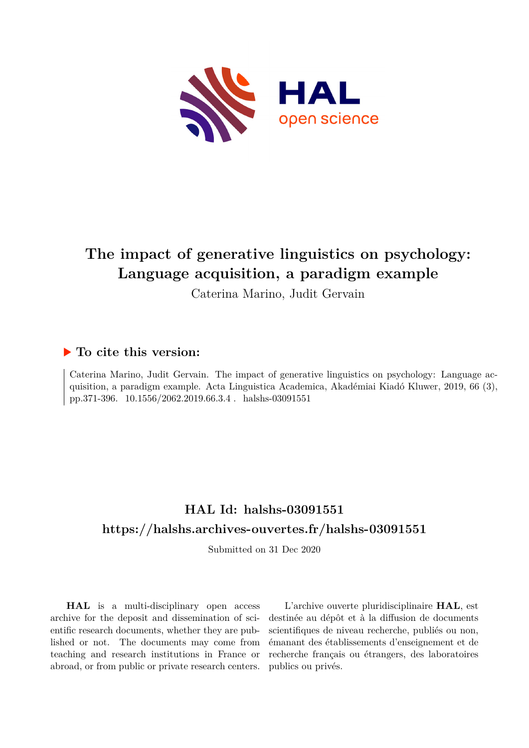# The impact of generative linguistics on psychology: Language acquisition, a paradigm example

Caterina Marino, Judit Gervain

## ▶ To cite this version:

Caterina Marino, Judit Gervain. The impact of generative linguistics on psychology: Language acquisition, a paradigm example. Acta Linguistica Academica, Akadémiai Kiadó Kluwer, 2019, 66 (3), pp.371-396. 10.1556/2062.2019.66.3.4 . halshs-03091551

## HAL Id: halshs-03091551

## https://halshs.archives-ouvertes.fr/halshs-03091551

Submitted on 31 Dec 2020

**HAL** is a multi-disciplinary open access archive for the deposit and dissemination of scientific research documents, whether they are published or not. The documents may come from teaching and research institutions in France or abroad, or from public or private research centers.

L'archive ouverte pluridisciplinaire **HAL**, est destinée au dépôt et à la diffusion de documents scientifiques de niveau recherche, publiés ou non, émanant des établissements d'enseignement et de recherche français ou étrangers, des laboratoires publics ou privés.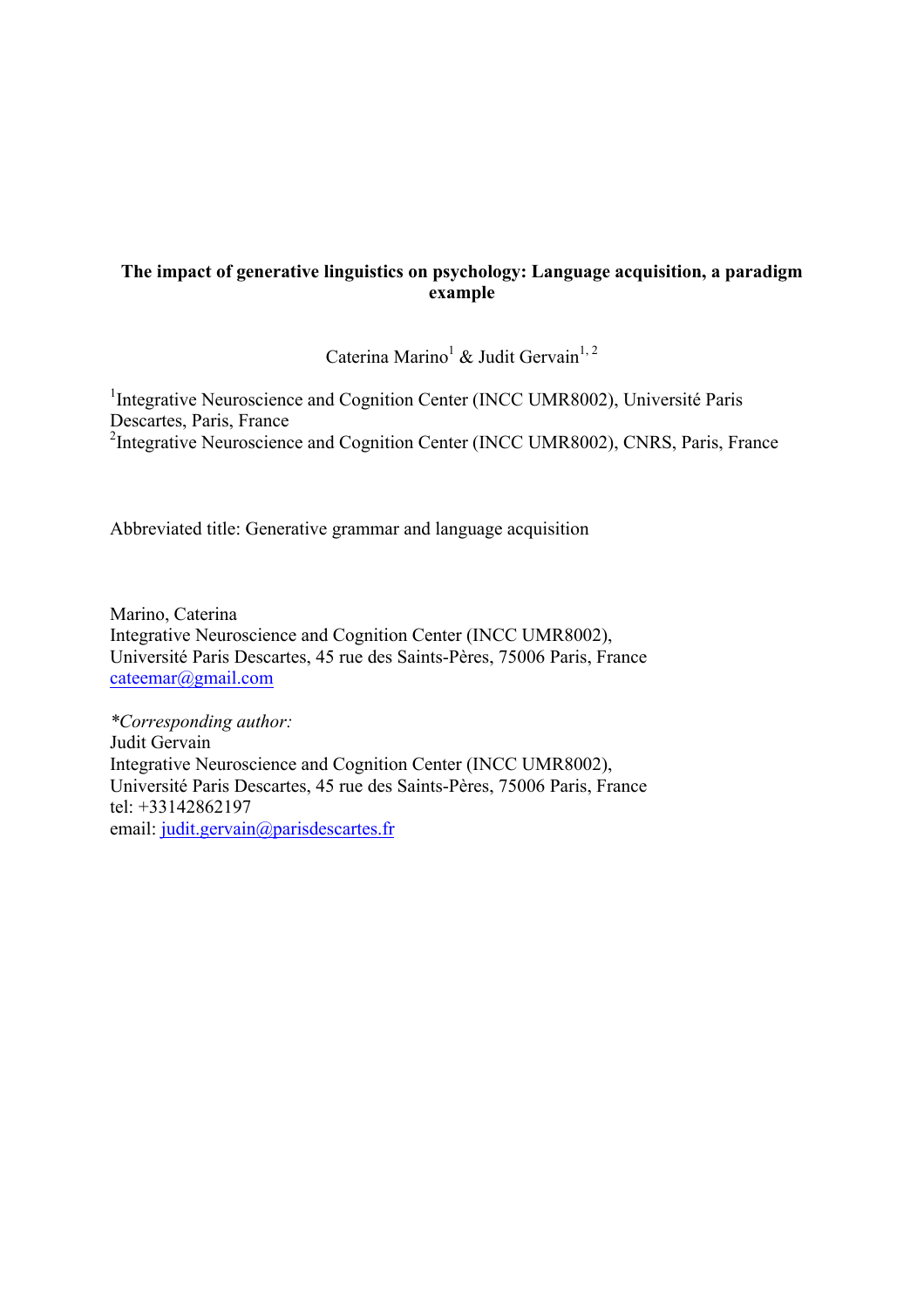**The impact of generative linguistics on psychology: Language acquisition, a paradigm example**

Caterina Marino[1] & Judit Gervain[1, 2]

[1]Integrative Neuroscience and Cognition Center (INCC UMR8002), Université Paris Descartes, Paris, France
[2]Integrative Neuroscience and Cognition Center (INCC UMR8002), CNRS, Paris, France

Abbreviated title: Generative grammar and language acquisition

Marino, Caterina
Integrative Neuroscience and Cognition Center (INCC UMR8002),
Université Paris Descartes, 45 rue des Saints-Pères, 75006 Paris, France
cateemar@gmail.com

*\*Corresponding author:*
Judit Gervain
Integrative Neuroscience and Cognition Center (INCC UMR8002),
Université Paris Descartes, 45 rue des Saints-Pères, 75006 Paris, France
tel: +33142862197
email: judit.gervain@parisdescartes.fr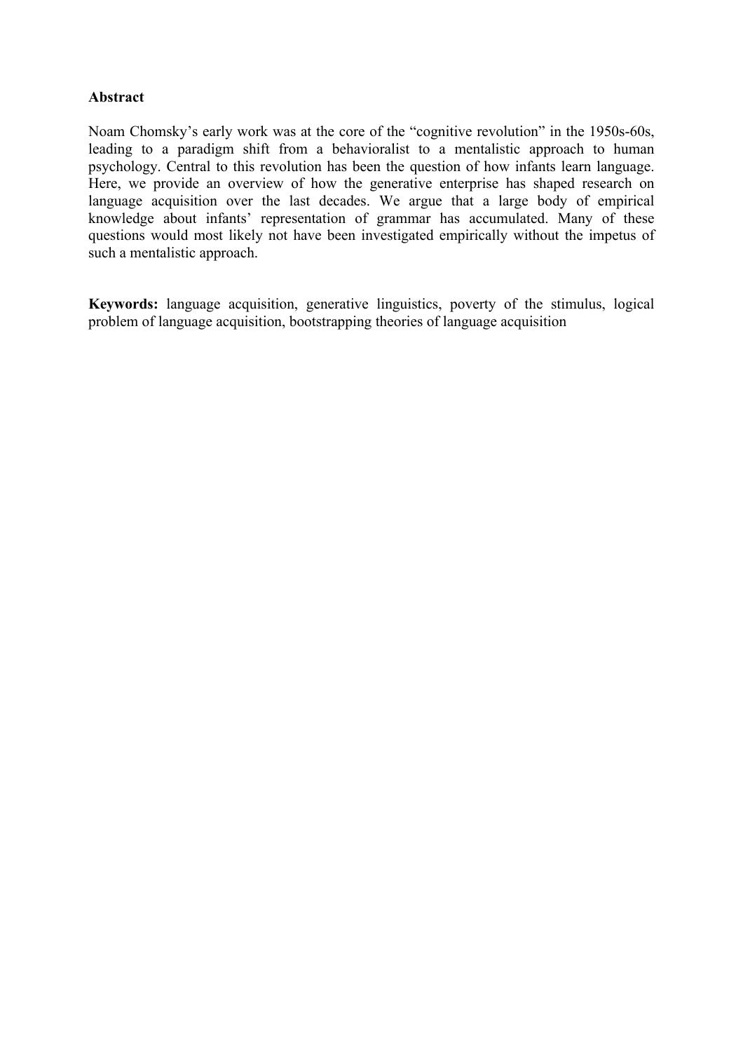**Abstract**

Noam Chomsky's early work was at the core of the "cognitive revolution" in the 1950s-60s, leading to a paradigm shift from a behavioralist to a mentalistic approach to human psychology. Central to this revolution has been the question of how infants learn language. Here, we provide an overview of how the generative enterprise has shaped research on language acquisition over the last decades. We argue that a large body of empirical knowledge about infants' representation of grammar has accumulated. Many of these questions would most likely not have been investigated empirically without the impetus of such a mentalistic approach.

**Keywords:** language acquisition, generative linguistics, poverty of the stimulus, logical problem of language acquisition, bootstrapping theories of language acquisition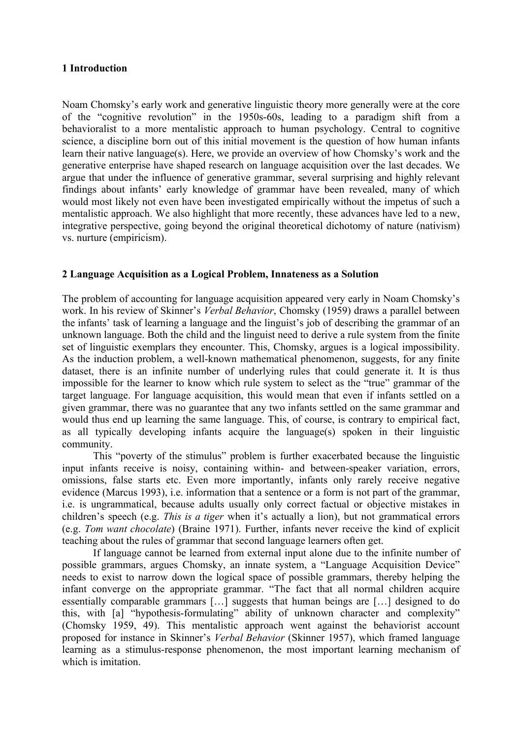## 1 Introduction

Noam Chomsky's early work and generative linguistic theory more generally were at the core of the "cognitive revolution" in the 1950s-60s, leading to a paradigm shift from a behavioralist to a more mentalistic approach to human psychology. Central to cognitive science, a discipline born out of this initial movement is the question of how human infants learn their native language(s). Here, we provide an overview of how Chomsky's work and the generative enterprise have shaped research on language acquisition over the last decades. We argue that under the influence of generative grammar, several surprising and highly relevant findings about infants' early knowledge of grammar have been revealed, many of which would most likely not even have been investigated empirically without the impetus of such a mentalistic approach. We also highlight that more recently, these advances have led to a new, integrative perspective, going beyond the original theoretical dichotomy of nature (nativism) vs. nurture (empiricism).

## 2 Language Acquisition as a Logical Problem, Innateness as a Solution

The problem of accounting for language acquisition appeared very early in Noam Chomsky's work. In his review of Skinner's *Verbal Behavior*, Chomsky (1959) draws a parallel between the infants' task of learning a language and the linguist's job of describing the grammar of an unknown language. Both the child and the linguist need to derive a rule system from the finite set of linguistic exemplars they encounter. This, Chomsky, argues is a logical impossibility. As the induction problem, a well-known mathematical phenomenon, suggests, for any finite dataset, there is an infinite number of underlying rules that could generate it. It is thus impossible for the learner to know which rule system to select as the "true" grammar of the target language. For language acquisition, this would mean that even if infants settled on a given grammar, there was no guarantee that any two infants settled on the same grammar and would thus end up learning the same language. This, of course, is contrary to empirical fact, as all typically developing infants acquire the language(s) spoken in their linguistic community.

This "poverty of the stimulus" problem is further exacerbated because the linguistic input infants receive is noisy, containing within- and between-speaker variation, errors, omissions, false starts etc. Even more importantly, infants only rarely receive negative evidence (Marcus 1993), i.e. information that a sentence or a form is not part of the grammar, i.e. is ungrammatical, because adults usually only correct factual or objective mistakes in children's speech (e.g. *This is a tiger* when it's actually a lion), but not grammatical errors (e.g. *Tom want chocolate*) (Braine 1971). Further, infants never receive the kind of explicit teaching about the rules of grammar that second language learners often get.

If language cannot be learned from external input alone due to the infinite number of possible grammars, argues Chomsky, an innate system, a "Language Acquisition Device" needs to exist to narrow down the logical space of possible grammars, thereby helping the infant converge on the appropriate grammar. "The fact that all normal children acquire essentially comparable grammars […] suggests that human beings are […] designed to do this, with [a] "hypothesis-formulating" ability of unknown character and complexity" (Chomsky 1959, 49). This mentalistic approach went against the behaviorist account proposed for instance in Skinner's *Verbal Behavior* (Skinner 1957), which framed language learning as a stimulus-response phenomenon, the most important learning mechanism of which is imitation.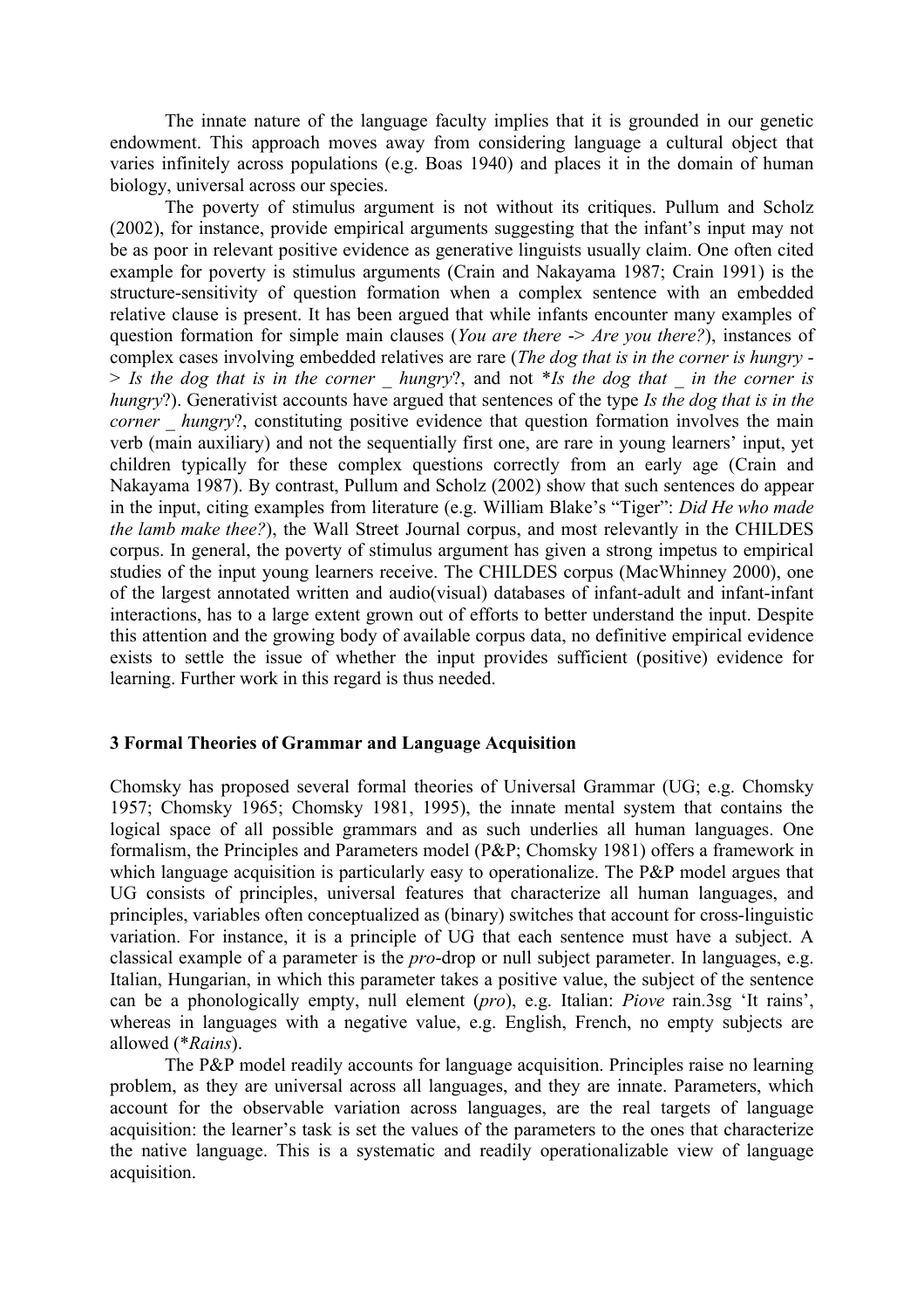The innate nature of the language faculty implies that it is grounded in our genetic endowment. This approach moves away from considering language a cultural object that varies infinitely across populations (e.g. Boas 1940) and places it in the domain of human biology, universal across our species.

The poverty of stimulus argument is not without its critiques. Pullum and Scholz (2002), for instance, provide empirical arguments suggesting that the infant's input may not be as poor in relevant positive evidence as generative linguists usually claim. One often cited example for poverty is stimulus arguments (Crain and Nakayama 1987; Crain 1991) is the structure-sensitivity of question formation when a complex sentence with an embedded relative clause is present. It has been argued that while infants encounter many examples of question formation for simple main clauses (*You are there -> Are you there?*), instances of complex cases involving embedded relatives are rare (*The dog that is in the corner is hungry -> Is the dog that is in the corner _ hungry*?, and not *\*Is the dog that _ in the corner is hungry*?). Generativist accounts have argued that sentences of the type *Is the dog that is in the corner _ hungry*?, constituting positive evidence that question formation involves the main verb (main auxiliary) and not the sequentially first one, are rare in young learners' input, yet children typically for these complex questions correctly from an early age (Crain and Nakayama 1987). By contrast, Pullum and Scholz (2002) show that such sentences do appear in the input, citing examples from literature (e.g. William Blake's "Tiger": *Did He who made the lamb make thee?*), the Wall Street Journal corpus, and most relevantly in the CHILDES corpus. In general, the poverty of stimulus argument has given a strong impetus to empirical studies of the input young learners receive. The CHILDES corpus (MacWhinney 2000), one of the largest annotated written and audio(visual) databases of infant-adult and infant-infant interactions, has to a large extent grown out of efforts to better understand the input. Despite this attention and the growing body of available corpus data, no definitive empirical evidence exists to settle the issue of whether the input provides sufficient (positive) evidence for learning. Further work in this regard is thus needed.

### 3 Formal Theories of Grammar and Language Acquisition

Chomsky has proposed several formal theories of Universal Grammar (UG; e.g. Chomsky 1957; Chomsky 1965; Chomsky 1981, 1995), the innate mental system that contains the logical space of all possible grammars and as such underlies all human languages. One formalism, the Principles and Parameters model (P&P; Chomsky 1981) offers a framework in which language acquisition is particularly easy to operationalize. The P&P model argues that UG consists of principles, universal features that characterize all human languages, and principles, variables often conceptualized as (binary) switches that account for cross-linguistic variation. For instance, it is a principle of UG that each sentence must have a subject. A classical example of a parameter is the *pro*-drop or null subject parameter. In languages, e.g. Italian, Hungarian, in which this parameter takes a positive value, the subject of the sentence can be a phonologically empty, null element (*pro*), e.g. Italian: *Piove* rain.3sg 'It rains', whereas in languages with a negative value, e.g. English, French, no empty subjects are allowed (*\*Rains*).

The P&P model readily accounts for language acquisition. Principles raise no learning problem, as they are universal across all languages, and they are innate. Parameters, which account for the observable variation across languages, are the real targets of language acquisition: the learner's task is set the values of the parameters to the ones that characterize the native language. This is a systematic and readily operationalizable view of language acquisition.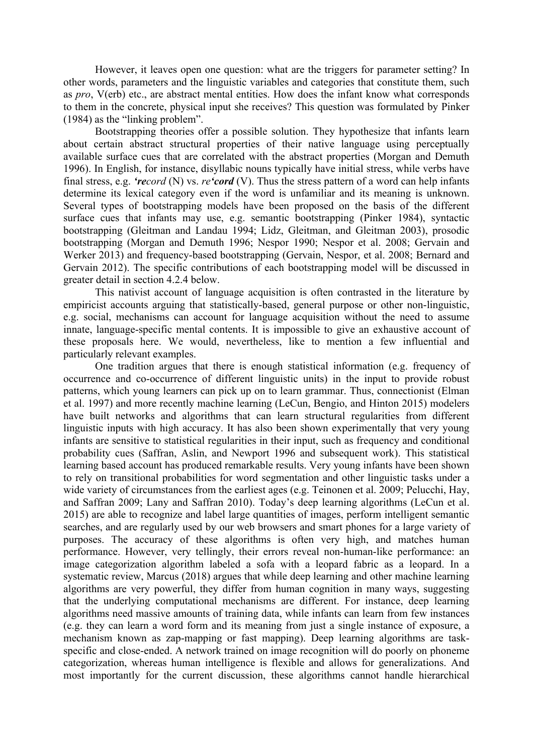However, it leaves open one question: what are the triggers for parameter setting? In other words, parameters and the linguistic variables and categories that constitute them, such as *pro*, V(erb) etc., are abstract mental entities. How does the infant know what corresponds to them in the concrete, physical input she receives? This question was formulated by Pinker (1984) as the "linking problem".

Bootstrapping theories offer a possible solution. They hypothesize that infants learn about certain abstract structural properties of their native language using perceptually available surface cues that are correlated with the abstract properties (Morgan and Demuth 1996). In English, for instance, disyllabic nouns typically have initial stress, while verbs have final stress, e.g. ***'re**cord* (N) vs. *re**'cord*** (V). Thus the stress pattern of a word can help infants determine its lexical category even if the word is unfamiliar and its meaning is unknown. Several types of bootstrapping models have been proposed on the basis of the different surface cues that infants may use, e.g. semantic bootstrapping (Pinker 1984), syntactic bootstrapping (Gleitman and Landau 1994; Lidz, Gleitman, and Gleitman 2003), prosodic bootstrapping (Morgan and Demuth 1996; Nespor 1990; Nespor et al. 2008; Gervain and Werker 2013) and frequency-based bootstrapping (Gervain, Nespor, et al. 2008; Bernard and Gervain 2012). The specific contributions of each bootstrapping model will be discussed in greater detail in section 4.2.4 below.

This nativist account of language acquisition is often contrasted in the literature by empiricist accounts arguing that statistically-based, general purpose or other non-linguistic, e.g. social, mechanisms can account for language acquisition without the need to assume innate, language-specific mental contents. It is impossible to give an exhaustive account of these proposals here. We would, nevertheless, like to mention a few influential and particularly relevant examples.

One tradition argues that there is enough statistical information (e.g. frequency of occurrence and co-occurrence of different linguistic units) in the input to provide robust patterns, which young learners can pick up on to learn grammar. Thus, connectionist (Elman et al. 1997) and more recently machine learning (LeCun, Bengio, and Hinton 2015) modelers have built networks and algorithms that can learn structural regularities from different linguistic inputs with high accuracy. It has also been shown experimentally that very young infants are sensitive to statistical regularities in their input, such as frequency and conditional probability cues (Saffran, Aslin, and Newport 1996 and subsequent work). This statistical learning based account has produced remarkable results. Very young infants have been shown to rely on transitional probabilities for word segmentation and other linguistic tasks under a wide variety of circumstances from the earliest ages (e.g. Teinonen et al. 2009; Pelucchi, Hay, and Saffran 2009; Lany and Saffran 2010). Today's deep learning algorithms (LeCun et al. 2015) are able to recognize and label large quantities of images, perform intelligent semantic searches, and are regularly used by our web browsers and smart phones for a large variety of purposes. The accuracy of these algorithms is often very high, and matches human performance. However, very tellingly, their errors reveal non-human-like performance: an image categorization algorithm labeled a sofa with a leopard fabric as a leopard. In a systematic review, Marcus (2018) argues that while deep learning and other machine learning algorithms are very powerful, they differ from human cognition in many ways, suggesting that the underlying computational mechanisms are different. For instance, deep learning algorithms need massive amounts of training data, while infants can learn from few instances (e.g. they can learn a word form and its meaning from just a single instance of exposure, a mechanism known as zap-mapping or fast mapping). Deep learning algorithms are task-specific and close-ended. A network trained on image recognition will do poorly on phoneme categorization, whereas human intelligence is flexible and allows for generalizations. And most importantly for the current discussion, these algorithms cannot handle hierarchical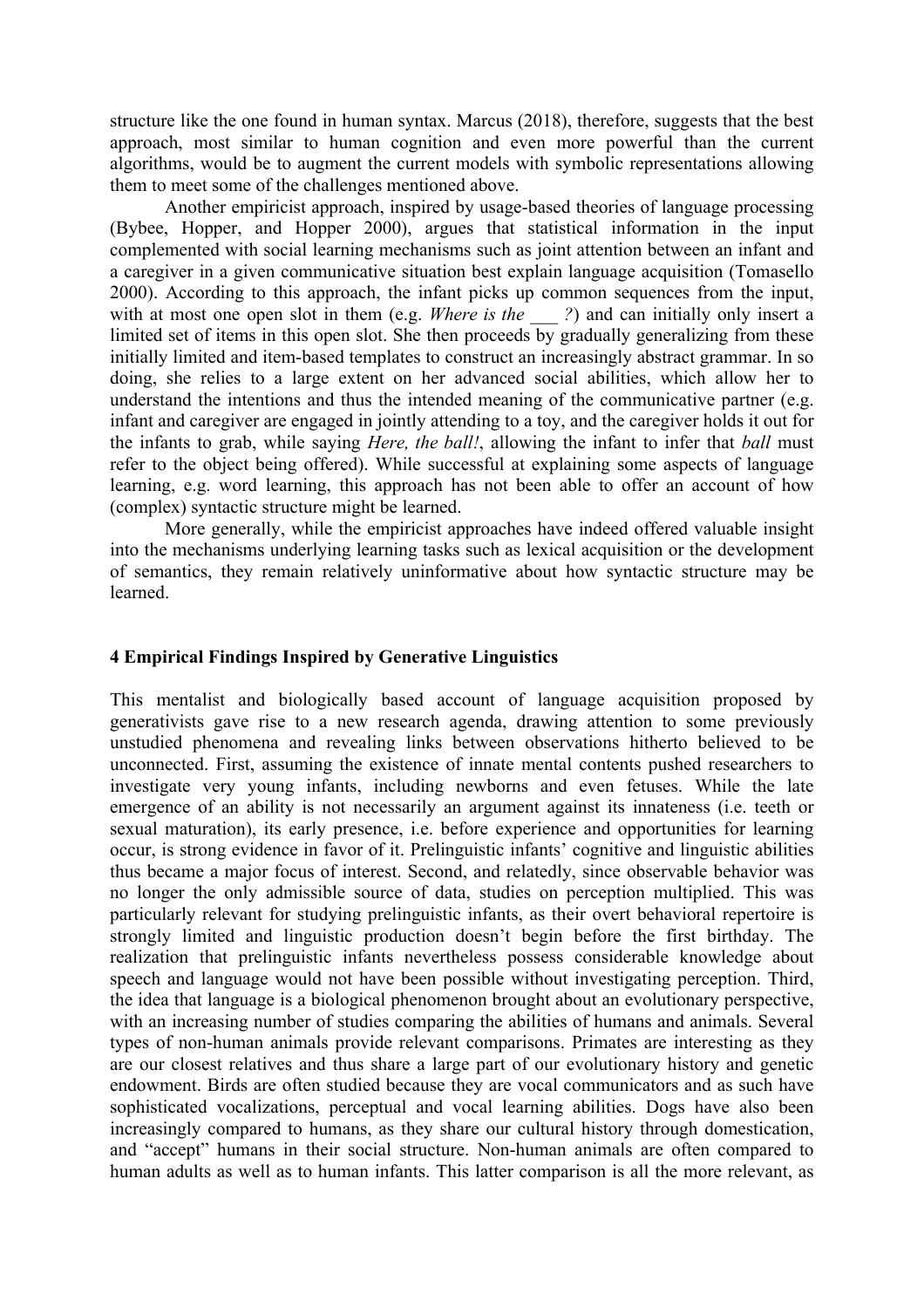structure like the one found in human syntax. Marcus (2018), therefore, suggests that the best approach, most similar to human cognition and even more powerful than the current algorithms, would be to augment the current models with symbolic representations allowing them to meet some of the challenges mentioned above.

Another empiricist approach, inspired by usage-based theories of language processing (Bybee, Hopper, and Hopper 2000), argues that statistical information in the input complemented with social learning mechanisms such as joint attention between an infant and a caregiver in a given communicative situation best explain language acquisition (Tomasello 2000). According to this approach, the infant picks up common sequences from the input, with at most one open slot in them (e.g. *Where is the ___ ?*) and can initially only insert a limited set of items in this open slot. She then proceeds by gradually generalizing from these initially limited and item-based templates to construct an increasingly abstract grammar. In so doing, she relies to a large extent on her advanced social abilities, which allow her to understand the intentions and thus the intended meaning of the communicative partner (e.g. infant and caregiver are engaged in jointly attending to a toy, and the caregiver holds it out for the infants to grab, while saying *Here, the ball!*, allowing the infant to infer that *ball* must refer to the object being offered). While successful at explaining some aspects of language learning, e.g. word learning, this approach has not been able to offer an account of how (complex) syntactic structure might be learned.

More generally, while the empiricist approaches have indeed offered valuable insight into the mechanisms underlying learning tasks such as lexical acquisition or the development of semantics, they remain relatively uninformative about how syntactic structure may be learned.

## 4 Empirical Findings Inspired by Generative Linguistics

This mentalist and biologically based account of language acquisition proposed by generativists gave rise to a new research agenda, drawing attention to some previously unstudied phenomena and revealing links between observations hitherto believed to be unconnected. First, assuming the existence of innate mental contents pushed researchers to investigate very young infants, including newborns and even fetuses. While the late emergence of an ability is not necessarily an argument against its innateness (i.e. teeth or sexual maturation), its early presence, i.e. before experience and opportunities for learning occur, is strong evidence in favor of it. Prelinguistic infants' cognitive and linguistic abilities thus became a major focus of interest. Second, and relatedly, since observable behavior was no longer the only admissible source of data, studies on perception multiplied. This was particularly relevant for studying prelinguistic infants, as their overt behavioral repertoire is strongly limited and linguistic production doesn't begin before the first birthday. The realization that prelinguistic infants nevertheless possess considerable knowledge about speech and language would not have been possible without investigating perception. Third, the idea that language is a biological phenomenon brought about an evolutionary perspective, with an increasing number of studies comparing the abilities of humans and animals. Several types of non-human animals provide relevant comparisons. Primates are interesting as they are our closest relatives and thus share a large part of our evolutionary history and genetic endowment. Birds are often studied because they are vocal communicators and as such have sophisticated vocalizations, perceptual and vocal learning abilities. Dogs have also been increasingly compared to humans, as they share our cultural history through domestication, and "accept" humans in their social structure. Non-human animals are often compared to human adults as well as to human infants. This latter comparison is all the more relevant, as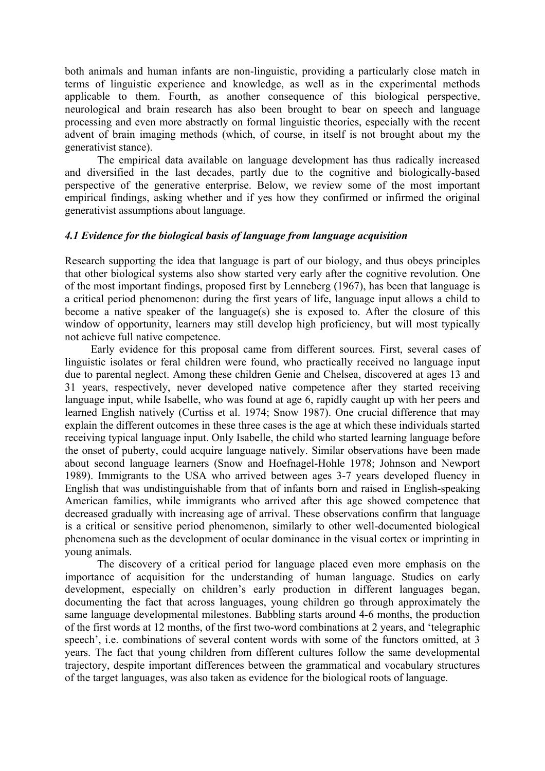both animals and human infants are non-linguistic, providing a particularly close match in terms of linguistic experience and knowledge, as well as in the experimental methods applicable to them. Fourth, as another consequence of this biological perspective, neurological and brain research has also been brought to bear on speech and language processing and even more abstractly on formal linguistic theories, especially with the recent advent of brain imaging methods (which, of course, in itself is not brought about my the generativist stance).

The empirical data available on language development has thus radically increased and diversified in the last decades, partly due to the cognitive and biologically-based perspective of the generative enterprise. Below, we review some of the most important empirical findings, asking whether and if yes how they confirmed or infirmed the original generativist assumptions about language.

### *4.1 Evidence for the biological basis of language from language acquisition*

Research supporting the idea that language is part of our biology, and thus obeys principles that other biological systems also show started very early after the cognitive revolution. One of the most important findings, proposed first by Lenneberg (1967), has been that language is a critical period phenomenon: during the first years of life, language input allows a child to become a native speaker of the language(s) she is exposed to. After the closure of this window of opportunity, learners may still develop high proficiency, but will most typically not achieve full native competence.

Early evidence for this proposal came from different sources. First, several cases of linguistic isolates or feral children were found, who practically received no language input due to parental neglect. Among these children Genie and Chelsea, discovered at ages 13 and 31 years, respectively, never developed native competence after they started receiving language input, while Isabelle, who was found at age 6, rapidly caught up with her peers and learned English natively (Curtiss et al. 1974; Snow 1987). One crucial difference that may explain the different outcomes in these three cases is the age at which these individuals started receiving typical language input. Only Isabelle, the child who started learning language before the onset of puberty, could acquire language natively. Similar observations have been made about second language learners (Snow and Hoefnagel-Hohle 1978; Johnson and Newport 1989). Immigrants to the USA who arrived between ages 3-7 years developed fluency in English that was undistinguishable from that of infants born and raised in English-speaking American families, while immigrants who arrived after this age showed competence that decreased gradually with increasing age of arrival. These observations confirm that language is a critical or sensitive period phenomenon, similarly to other well-documented biological phenomena such as the development of ocular dominance in the visual cortex or imprinting in young animals.

The discovery of a critical period for language placed even more emphasis on the importance of acquisition for the understanding of human language. Studies on early development, especially on children's early production in different languages began, documenting the fact that across languages, young children go through approximately the same language developmental milestones. Babbling starts around 4-6 months, the production of the first words at 12 months, of the first two-word combinations at 2 years, and 'telegraphic speech', i.e. combinations of several content words with some of the functors omitted, at 3 years. The fact that young children from different cultures follow the same developmental trajectory, despite important differences between the grammatical and vocabulary structures of the target languages, was also taken as evidence for the biological roots of language.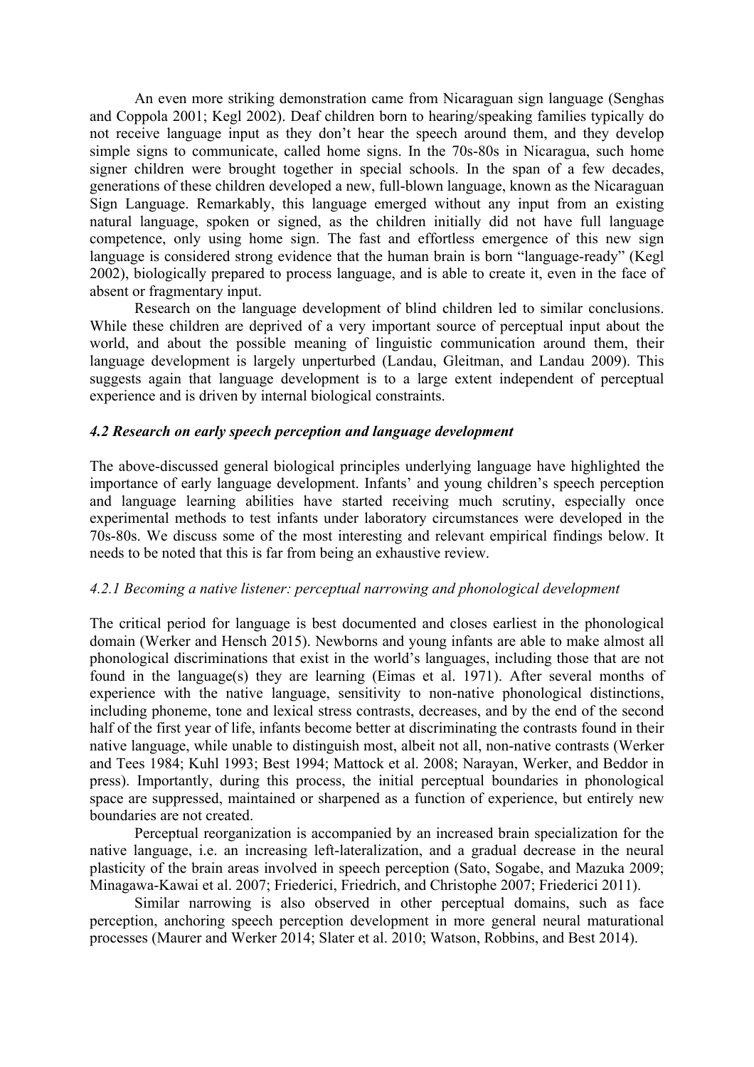An even more striking demonstration came from Nicaraguan sign language (Senghas and Coppola 2001; Kegl 2002). Deaf children born to hearing/speaking families typically do not receive language input as they don't hear the speech around them, and they develop simple signs to communicate, called home signs. In the 70s-80s in Nicaragua, such home signer children were brought together in special schools. In the span of a few decades, generations of these children developed a new, full-blown language, known as the Nicaraguan Sign Language. Remarkably, this language emerged without any input from an existing natural language, spoken or signed, as the children initially did not have full language competence, only using home sign. The fast and effortless emergence of this new sign language is considered strong evidence that the human brain is born "language-ready" (Kegl 2002), biologically prepared to process language, and is able to create it, even in the face of absent or fragmentary input.

Research on the language development of blind children led to similar conclusions. While these children are deprived of a very important source of perceptual input about the world, and about the possible meaning of linguistic communication around them, their language development is largely unperturbed (Landau, Gleitman, and Landau 2009). This suggests again that language development is to a large extent independent of perceptual experience and is driven by internal biological constraints.

### *4.2 Research on early speech perception and language development*

The above-discussed general biological principles underlying language have highlighted the importance of early language development. Infants' and young children's speech perception and language learning abilities have started receiving much scrutiny, especially once experimental methods to test infants under laboratory circumstances were developed in the 70s-80s. We discuss some of the most interesting and relevant empirical findings below. It needs to be noted that this is far from being an exhaustive review.

#### *4.2.1 Becoming a native listener: perceptual narrowing and phonological development*

The critical period for language is best documented and closes earliest in the phonological domain (Werker and Hensch 2015). Newborns and young infants are able to make almost all phonological discriminations that exist in the world's languages, including those that are not found in the language(s) they are learning (Eimas et al. 1971). After several months of experience with the native language, sensitivity to non-native phonological distinctions, including phoneme, tone and lexical stress contrasts, decreases, and by the end of the second half of the first year of life, infants become better at discriminating the contrasts found in their native language, while unable to distinguish most, albeit not all, non-native contrasts (Werker and Tees 1984; Kuhl 1993; Best 1994; Mattock et al. 2008; Narayan, Werker, and Beddor in press). Importantly, during this process, the initial perceptual boundaries in phonological space are suppressed, maintained or sharpened as a function of experience, but entirely new boundaries are not created.

Perceptual reorganization is accompanied by an increased brain specialization for the native language, i.e. an increasing left-lateralization, and a gradual decrease in the neural plasticity of the brain areas involved in speech perception (Sato, Sogabe, and Mazuka 2009; Minagawa-Kawai et al. 2007; Friederici, Friedrich, and Christophe 2007; Friederici 2011).

Similar narrowing is also observed in other perceptual domains, such as face perception, anchoring speech perception development in more general neural maturational processes (Maurer and Werker 2014; Slater et al. 2010; Watson, Robbins, and Best 2014).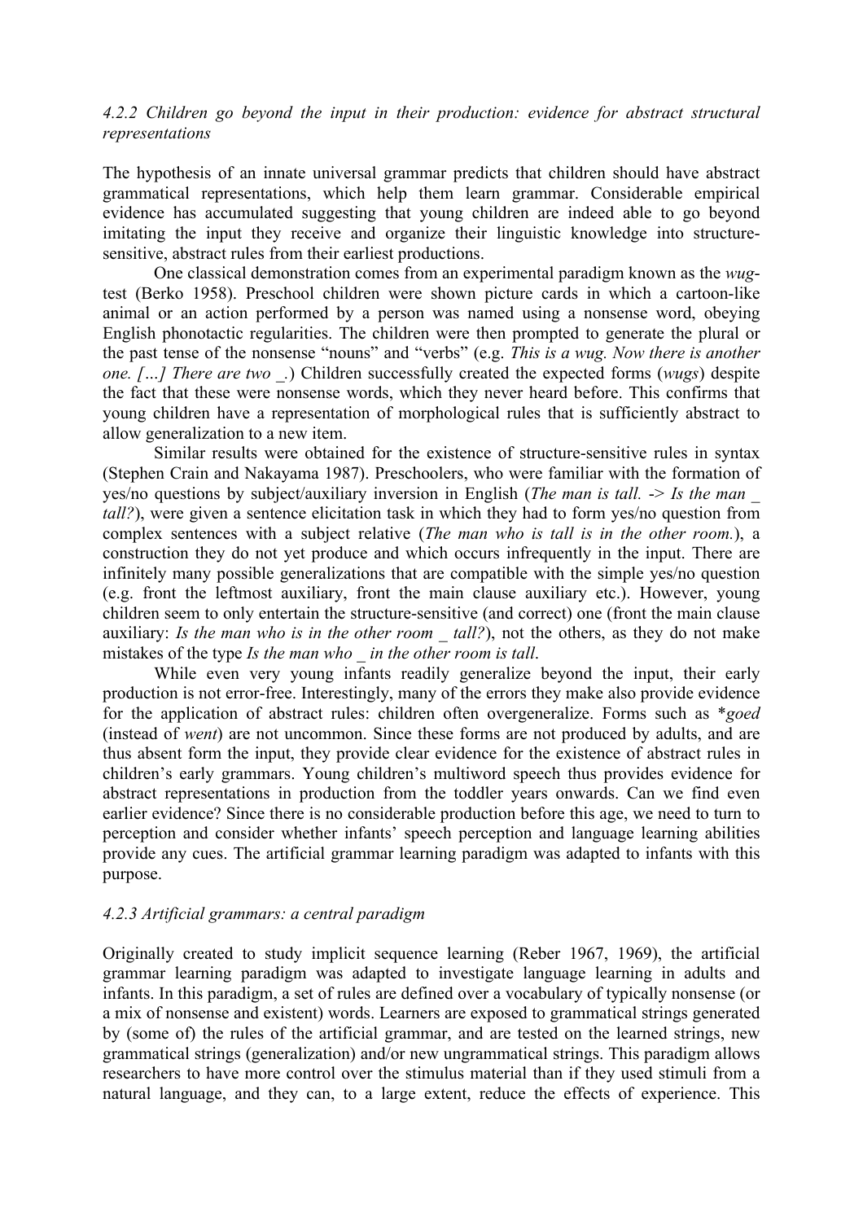### *4.2.2 Children go beyond the input in their production: evidence for abstract structural representations*

The hypothesis of an innate universal grammar predicts that children should have abstract grammatical representations, which help them learn grammar. Considerable empirical evidence has accumulated suggesting that young children are indeed able to go beyond imitating the input they receive and organize their linguistic knowledge into structure-sensitive, abstract rules from their earliest productions.

One classical demonstration comes from an experimental paradigm known as the *wug*-test (Berko 1958). Preschool children were shown picture cards in which a cartoon-like animal or an action performed by a person was named using a nonsense word, obeying English phonotactic regularities. The children were then prompted to generate the plural or the past tense of the nonsense "nouns" and "verbs" (e.g. *This is a wug. Now there is another one. […] There are two _.*) Children successfully created the expected forms (*wugs*) despite the fact that these were nonsense words, which they never heard before. This confirms that young children have a representation of morphological rules that is sufficiently abstract to allow generalization to a new item.

Similar results were obtained for the existence of structure-sensitive rules in syntax (Stephen Crain and Nakayama 1987). Preschoolers, who were familiar with the formation of yes/no questions by subject/auxiliary inversion in English (*The man is tall. -> Is the man _ tall?*), were given a sentence elicitation task in which they had to form yes/no question from complex sentences with a subject relative (*The man who is tall is in the other room.*), a construction they do not yet produce and which occurs infrequently in the input. There are infinitely many possible generalizations that are compatible with the simple yes/no question (e.g. front the leftmost auxiliary, front the main clause auxiliary etc.). However, young children seem to only entertain the structure-sensitive (and correct) one (front the main clause auxiliary: *Is the man who is in the other room _ tall?*), not the others, as they do not make mistakes of the type *Is the man who _ in the other room is tall*.

While even very young infants readily generalize beyond the input, their early production is not error-free. Interestingly, many of the errors they make also provide evidence for the application of abstract rules: children often overgeneralize. Forms such as \**goed* (instead of *went*) are not uncommon. Since these forms are not produced by adults, and are thus absent form the input, they provide clear evidence for the existence of abstract rules in children's early grammars. Young children's multiword speech thus provides evidence for abstract representations in production from the toddler years onwards. Can we find even earlier evidence? Since there is no considerable production before this age, we need to turn to perception and consider whether infants' speech perception and language learning abilities provide any cues. The artificial grammar learning paradigm was adapted to infants with this purpose.

### *4.2.3 Artificial grammars: a central paradigm*

Originally created to study implicit sequence learning (Reber 1967, 1969), the artificial grammar learning paradigm was adapted to investigate language learning in adults and infants. In this paradigm, a set of rules are defined over a vocabulary of typically nonsense (or a mix of nonsense and existent) words. Learners are exposed to grammatical strings generated by (some of) the rules of the artificial grammar, and are tested on the learned strings, new grammatical strings (generalization) and/or new ungrammatical strings. This paradigm allows researchers to have more control over the stimulus material than if they used stimuli from a natural language, and they can, to a large extent, reduce the effects of experience. This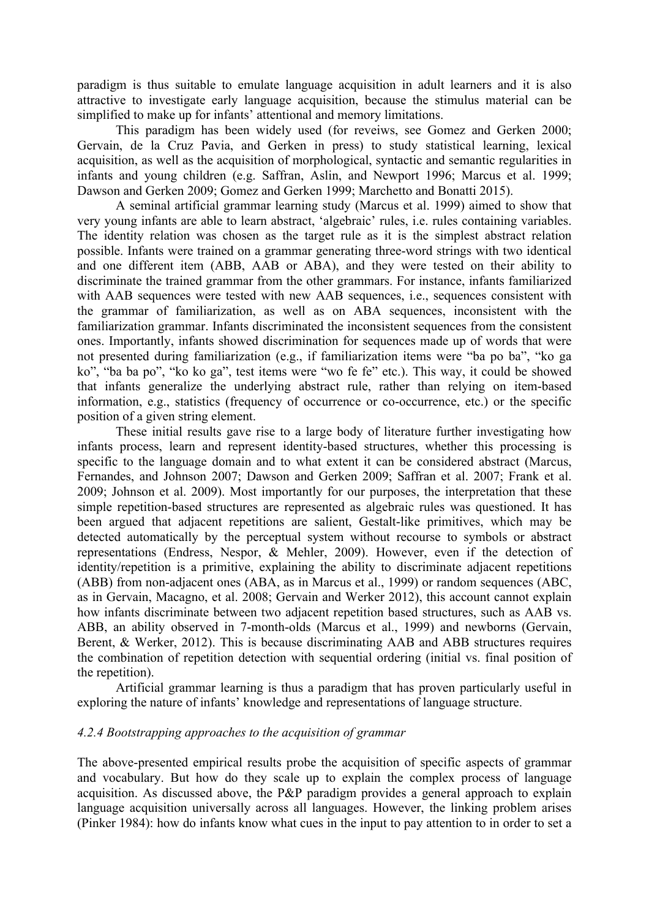paradigm is thus suitable to emulate language acquisition in adult learners and it is also attractive to investigate early language acquisition, because the stimulus material can be simplified to make up for infants' attentional and memory limitations.

This paradigm has been widely used (for reveiws, see Gomez and Gerken 2000; Gervain, de la Cruz Pavia, and Gerken in press) to study statistical learning, lexical acquisition, as well as the acquisition of morphological, syntactic and semantic regularities in infants and young children (e.g. Saffran, Aslin, and Newport 1996; Marcus et al. 1999; Dawson and Gerken 2009; Gomez and Gerken 1999; Marchetto and Bonatti 2015).

A seminal artificial grammar learning study (Marcus et al. 1999) aimed to show that very young infants are able to learn abstract, 'algebraic' rules, i.e. rules containing variables. The identity relation was chosen as the target rule as it is the simplest abstract relation possible. Infants were trained on a grammar generating three-word strings with two identical and one different item (ABB, AAB or ABA), and they were tested on their ability to discriminate the trained grammar from the other grammars. For instance, infants familiarized with AAB sequences were tested with new AAB sequences, i.e., sequences consistent with the grammar of familiarization, as well as on ABA sequences, inconsistent with the familiarization grammar. Infants discriminated the inconsistent sequences from the consistent ones. Importantly, infants showed discrimination for sequences made up of words that were not presented during familiarization (e.g., if familiarization items were "ba po ba", "ko ga ko", "ba ba po", "ko ko ga", test items were "wo fe fe" etc.). This way, it could be showed that infants generalize the underlying abstract rule, rather than relying on item-based information, e.g., statistics (frequency of occurrence or co-occurrence, etc.) or the specific position of a given string element.

These initial results gave rise to a large body of literature further investigating how infants process, learn and represent identity-based structures, whether this processing is specific to the language domain and to what extent it can be considered abstract (Marcus, Fernandes, and Johnson 2007; Dawson and Gerken 2009; Saffran et al. 2007; Frank et al. 2009; Johnson et al. 2009). Most importantly for our purposes, the interpretation that these simple repetition-based structures are represented as algebraic rules was questioned. It has been argued that adjacent repetitions are salient, Gestalt-like primitives, which may be detected automatically by the perceptual system without recourse to symbols or abstract representations (Endress, Nespor, & Mehler, 2009). However, even if the detection of identity/repetition is a primitive, explaining the ability to discriminate adjacent repetitions (ABB) from non-adjacent ones (ABA, as in Marcus et al., 1999) or random sequences (ABC, as in Gervain, Macagno, et al. 2008; Gervain and Werker 2012), this account cannot explain how infants discriminate between two adjacent repetition based structures, such as AAB vs. ABB, an ability observed in 7-month-olds (Marcus et al., 1999) and newborns (Gervain, Berent, & Werker, 2012). This is because discriminating AAB and ABB structures requires the combination of repetition detection with sequential ordering (initial vs. final position of the repetition).

Artificial grammar learning is thus a paradigm that has proven particularly useful in exploring the nature of infants' knowledge and representations of language structure.

### *4.2.4 Bootstrapping approaches to the acquisition of grammar*

The above-presented empirical results probe the acquisition of specific aspects of grammar and vocabulary. But how do they scale up to explain the complex process of language acquisition. As discussed above, the P&P paradigm provides a general approach to explain language acquisition universally across all languages. However, the linking problem arises (Pinker 1984): how do infants know what cues in the input to pay attention to in order to set a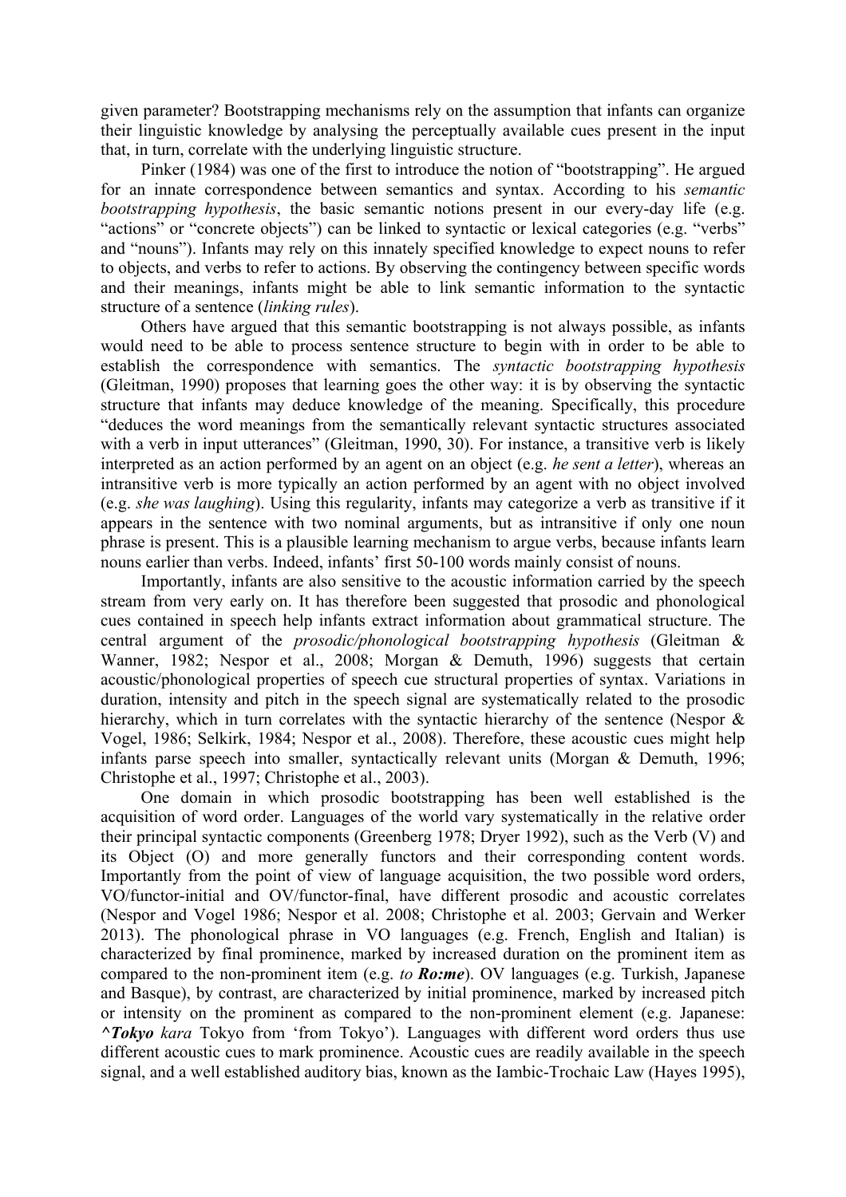given parameter? Bootstrapping mechanisms rely on the assumption that infants can organize their linguistic knowledge by analysing the perceptually available cues present in the input that, in turn, correlate with the underlying linguistic structure.

Pinker (1984) was one of the first to introduce the notion of "bootstrapping". He argued for an innate correspondence between semantics and syntax. According to his *semantic bootstrapping hypothesis*, the basic semantic notions present in our every-day life (e.g. "actions" or "concrete objects") can be linked to syntactic or lexical categories (e.g. "verbs" and "nouns"). Infants may rely on this innately specified knowledge to expect nouns to refer to objects, and verbs to refer to actions. By observing the contingency between specific words and their meanings, infants might be able to link semantic information to the syntactic structure of a sentence (*linking rules*).

Others have argued that this semantic bootstrapping is not always possible, as infants would need to be able to process sentence structure to begin with in order to be able to establish the correspondence with semantics. The *syntactic bootstrapping hypothesis* (Gleitman, 1990) proposes that learning goes the other way: it is by observing the syntactic structure that infants may deduce knowledge of the meaning. Specifically, this procedure "deduces the word meanings from the semantically relevant syntactic structures associated with a verb in input utterances" (Gleitman, 1990, 30). For instance, a transitive verb is likely interpreted as an action performed by an agent on an object (e.g. *he sent a letter*), whereas an intransitive verb is more typically an action performed by an agent with no object involved (e.g. *she was laughing*). Using this regularity, infants may categorize a verb as transitive if it appears in the sentence with two nominal arguments, but as intransitive if only one noun phrase is present. This is a plausible learning mechanism to argue verbs, because infants learn nouns earlier than verbs. Indeed, infants' first 50-100 words mainly consist of nouns.

Importantly, infants are also sensitive to the acoustic information carried by the speech stream from very early on. It has therefore been suggested that prosodic and phonological cues contained in speech help infants extract information about grammatical structure. The central argument of the *prosodic/phonological bootstrapping hypothesis* (Gleitman & Wanner, 1982; Nespor et al., 2008; Morgan & Demuth, 1996) suggests that certain acoustic/phonological properties of speech cue structural properties of syntax. Variations in duration, intensity and pitch in the speech signal are systematically related to the prosodic hierarchy, which in turn correlates with the syntactic hierarchy of the sentence (Nespor & Vogel, 1986; Selkirk, 1984; Nespor et al., 2008). Therefore, these acoustic cues might help infants parse speech into smaller, syntactically relevant units (Morgan & Demuth, 1996; Christophe et al., 1997; Christophe et al., 2003).

One domain in which prosodic bootstrapping has been well established is the acquisition of word order. Languages of the world vary systematically in the relative order their principal syntactic components (Greenberg 1978; Dryer 1992), such as the Verb (V) and its Object (O) and more generally functors and their corresponding content words. Importantly from the point of view of language acquisition, the two possible word orders, VO/functor-initial and OV/functor-final, have different prosodic and acoustic correlates (Nespor and Vogel 1986; Nespor et al. 2008; Christophe et al. 2003; Gervain and Werker 2013). The phonological phrase in VO languages (e.g. French, English and Italian) is characterized by final prominence, marked by increased duration on the prominent item as compared to the non-prominent item (e.g. *to* ***Ro:me***). OV languages (e.g. Turkish, Japanese and Basque), by contrast, are characterized by initial prominence, marked by increased pitch or intensity on the prominent as compared to the non-prominent element (e.g. Japanese: ***^Tokyo*** *kara* Tokyo from 'from Tokyo'). Languages with different word orders thus use different acoustic cues to mark prominence. Acoustic cues are readily available in the speech signal, and a well established auditory bias, known as the Iambic-Trochaic Law (Hayes 1995),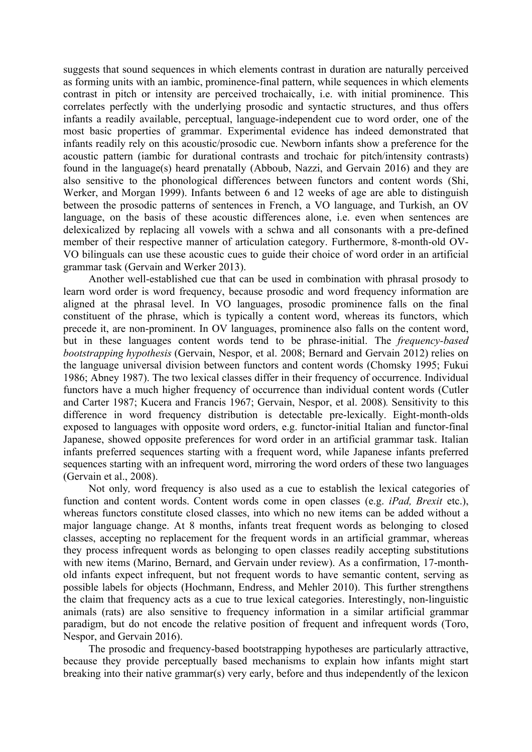suggests that sound sequences in which elements contrast in duration are naturally perceived as forming units with an iambic, prominence-final pattern, while sequences in which elements contrast in pitch or intensity are perceived trochaically, i.e. with initial prominence. This correlates perfectly with the underlying prosodic and syntactic structures, and thus offers infants a readily available, perceptual, language-independent cue to word order, one of the most basic properties of grammar. Experimental evidence has indeed demonstrated that infants readily rely on this acoustic/prosodic cue. Newborn infants show a preference for the acoustic pattern (iambic for durational contrasts and trochaic for pitch/intensity contrasts) found in the language(s) heard prenatally (Abboub, Nazzi, and Gervain 2016) and they are also sensitive to the phonological differences between functors and content words (Shi, Werker, and Morgan 1999). Infants between 6 and 12 weeks of age are able to distinguish between the prosodic patterns of sentences in French, a VO language, and Turkish, an OV language, on the basis of these acoustic differences alone, i.e. even when sentences are delexicalized by replacing all vowels with a schwa and all consonants with a pre-defined member of their respective manner of articulation category. Furthermore, 8-month-old OV-VO bilinguals can use these acoustic cues to guide their choice of word order in an artificial grammar task (Gervain and Werker 2013).

Another well-established cue that can be used in combination with phrasal prosody to learn word order is word frequency, because prosodic and word frequency information are aligned at the phrasal level. In VO languages, prosodic prominence falls on the final constituent of the phrase, which is typically a content word, whereas its functors, which precede it, are non-prominent. In OV languages, prominence also falls on the content word, but in these languages content words tend to be phrase-initial. The *frequency-based bootstrapping hypothesis* (Gervain, Nespor, et al. 2008; Bernard and Gervain 2012) relies on the language universal division between functors and content words (Chomsky 1995; Fukui 1986; Abney 1987). The two lexical classes differ in their frequency of occurrence. Individual functors have a much higher frequency of occurrence than individual content words (Cutler and Carter 1987; Kucera and Francis 1967; Gervain, Nespor, et al. 2008). Sensitivity to this difference in word frequency distribution is detectable pre-lexically. Eight-month-olds exposed to languages with opposite word orders, e.g. functor-initial Italian and functor-final Japanese, showed opposite preferences for word order in an artificial grammar task. Italian infants preferred sequences starting with a frequent word, while Japanese infants preferred sequences starting with an infrequent word, mirroring the word orders of these two languages (Gervain et al., 2008).

Not only*,* word frequency is also used as a cue to establish the lexical categories of function and content words. Content words come in open classes (e.g. *iPad, Brexit* etc.), whereas functors constitute closed classes, into which no new items can be added without a major language change. At 8 months, infants treat frequent words as belonging to closed classes, accepting no replacement for the frequent words in an artificial grammar, whereas they process infrequent words as belonging to open classes readily accepting substitutions with new items (Marino, Bernard, and Gervain under review). As a confirmation, 17-month-old infants expect infrequent, but not frequent words to have semantic content, serving as possible labels for objects (Hochmann, Endress, and Mehler 2010). This further strengthens the claim that frequency acts as a cue to true lexical categories. Interestingly, non-linguistic animals (rats) are also sensitive to frequency information in a similar artificial grammar paradigm, but do not encode the relative position of frequent and infrequent words (Toro, Nespor, and Gervain 2016).

The prosodic and frequency-based bootstrapping hypotheses are particularly attractive, because they provide perceptually based mechanisms to explain how infants might start breaking into their native grammar(s) very early, before and thus independently of the lexicon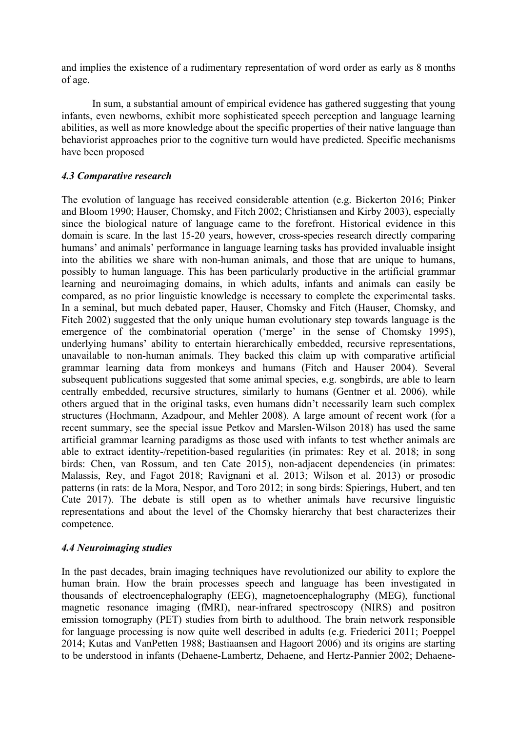and implies the existence of a rudimentary representation of word order as early as 8 months of age.

In sum, a substantial amount of empirical evidence has gathered suggesting that young infants, even newborns, exhibit more sophisticated speech perception and language learning abilities, as well as more knowledge about the specific properties of their native language than behaviorist approaches prior to the cognitive turn would have predicted. Specific mechanisms have been proposed

### *4.3 Comparative research*

The evolution of language has received considerable attention (e.g. Bickerton 2016; Pinker and Bloom 1990; Hauser, Chomsky, and Fitch 2002; Christiansen and Kirby 2003), especially since the biological nature of language came to the forefront. Historical evidence in this domain is scare. In the last 15-20 years, however, cross-species research directly comparing humans' and animals' performance in language learning tasks has provided invaluable insight into the abilities we share with non-human animals, and those that are unique to humans, possibly to human language. This has been particularly productive in the artificial grammar learning and neuroimaging domains, in which adults, infants and animals can easily be compared, as no prior linguistic knowledge is necessary to complete the experimental tasks. In a seminal, but much debated paper, Hauser, Chomsky and Fitch (Hauser, Chomsky, and Fitch 2002) suggested that the only unique human evolutionary step towards language is the emergence of the combinatorial operation ('merge' in the sense of Chomsky 1995), underlying humans' ability to entertain hierarchically embedded, recursive representations, unavailable to non-human animals. They backed this claim up with comparative artificial grammar learning data from monkeys and humans (Fitch and Hauser 2004). Several subsequent publications suggested that some animal species, e.g. songbirds, are able to learn centrally embedded, recursive structures, similarly to humans (Gentner et al. 2006), while others argued that in the original tasks, even humans didn't necessarily learn such complex structures (Hochmann, Azadpour, and Mehler 2008). A large amount of recent work (for a recent summary, see the special issue Petkov and Marslen-Wilson 2018) has used the same artificial grammar learning paradigms as those used with infants to test whether animals are able to extract identity-/repetition-based regularities (in primates: Rey et al. 2018; in song birds: Chen, van Rossum, and ten Cate 2015), non-adjacent dependencies (in primates: Malassis, Rey, and Fagot 2018; Ravignani et al. 2013; Wilson et al. 2013) or prosodic patterns (in rats: de la Mora, Nespor, and Toro 2012; in song birds: Spierings, Hubert, and ten Cate 2017). The debate is still open as to whether animals have recursive linguistic representations and about the level of the Chomsky hierarchy that best characterizes their competence.

### *4.4 Neuroimaging studies*

In the past decades, brain imaging techniques have revolutionized our ability to explore the human brain. How the brain processes speech and language has been investigated in thousands of electroencephalography (EEG), magnetoencephalography (MEG), functional magnetic resonance imaging (fMRI), near-infrared spectroscopy (NIRS) and positron emission tomography (PET) studies from birth to adulthood. The brain network responsible for language processing is now quite well described in adults (e.g. Friederici 2011; Poeppel 2014; Kutas and VanPetten 1988; Bastiaansen and Hagoort 2006) and its origins are starting to be understood in infants (Dehaene-Lambertz, Dehaene, and Hertz-Pannier 2002; Dehaene-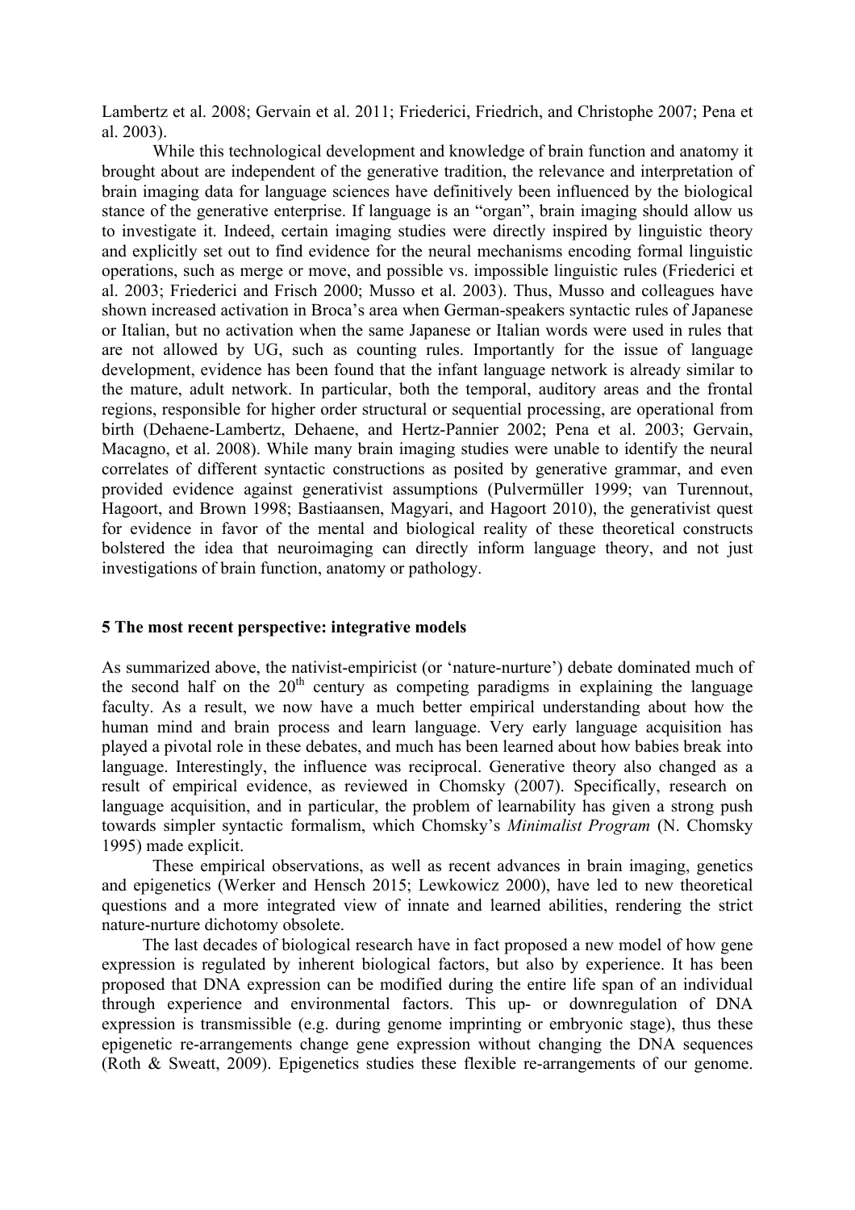Lambertz et al. 2008; Gervain et al. 2011; Friederici, Friedrich, and Christophe 2007; Pena et al. 2003).

While this technological development and knowledge of brain function and anatomy it brought about are independent of the generative tradition, the relevance and interpretation of brain imaging data for language sciences have definitively been influenced by the biological stance of the generative enterprise. If language is an "organ", brain imaging should allow us to investigate it. Indeed, certain imaging studies were directly inspired by linguistic theory and explicitly set out to find evidence for the neural mechanisms encoding formal linguistic operations, such as merge or move, and possible vs. impossible linguistic rules (Friederici et al. 2003; Friederici and Frisch 2000; Musso et al. 2003). Thus, Musso and colleagues have shown increased activation in Broca's area when German-speakers syntactic rules of Japanese or Italian, but no activation when the same Japanese or Italian words were used in rules that are not allowed by UG, such as counting rules. Importantly for the issue of language development, evidence has been found that the infant language network is already similar to the mature, adult network. In particular, both the temporal, auditory areas and the frontal regions, responsible for higher order structural or sequential processing, are operational from birth (Dehaene-Lambertz, Dehaene, and Hertz-Pannier 2002; Pena et al. 2003; Gervain, Macagno, et al. 2008). While many brain imaging studies were unable to identify the neural correlates of different syntactic constructions as posited by generative grammar, and even provided evidence against generativist assumptions (Pulvermüller 1999; van Turennout, Hagoort, and Brown 1998; Bastiaansen, Magyari, and Hagoort 2010), the generativist quest for evidence in favor of the mental and biological reality of these theoretical constructs bolstered the idea that neuroimaging can directly inform language theory, and not just investigations of brain function, anatomy or pathology.

## 5 The most recent perspective: integrative models

As summarized above, the nativist-empiricist (or 'nature-nurture') debate dominated much of the second half on the 20th century as competing paradigms in explaining the language faculty. As a result, we now have a much better empirical understanding about how the human mind and brain process and learn language. Very early language acquisition has played a pivotal role in these debates, and much has been learned about how babies break into language. Interestingly, the influence was reciprocal. Generative theory also changed as a result of empirical evidence, as reviewed in Chomsky (2007). Specifically, research on language acquisition, and in particular, the problem of learnability has given a strong push towards simpler syntactic formalism, which Chomsky's *Minimalist Program* (N. Chomsky 1995) made explicit.

These empirical observations, as well as recent advances in brain imaging, genetics and epigenetics (Werker and Hensch 2015; Lewkowicz 2000), have led to new theoretical questions and a more integrated view of innate and learned abilities, rendering the strict nature-nurture dichotomy obsolete.

The last decades of biological research have in fact proposed a new model of how gene expression is regulated by inherent biological factors, but also by experience. It has been proposed that DNA expression can be modified during the entire life span of an individual through experience and environmental factors. This up- or downregulation of DNA expression is transmissible (e.g. during genome imprinting or embryonic stage), thus these epigenetic re-arrangements change gene expression without changing the DNA sequences (Roth & Sweatt, 2009). Epigenetics studies these flexible re-arrangements of our genome.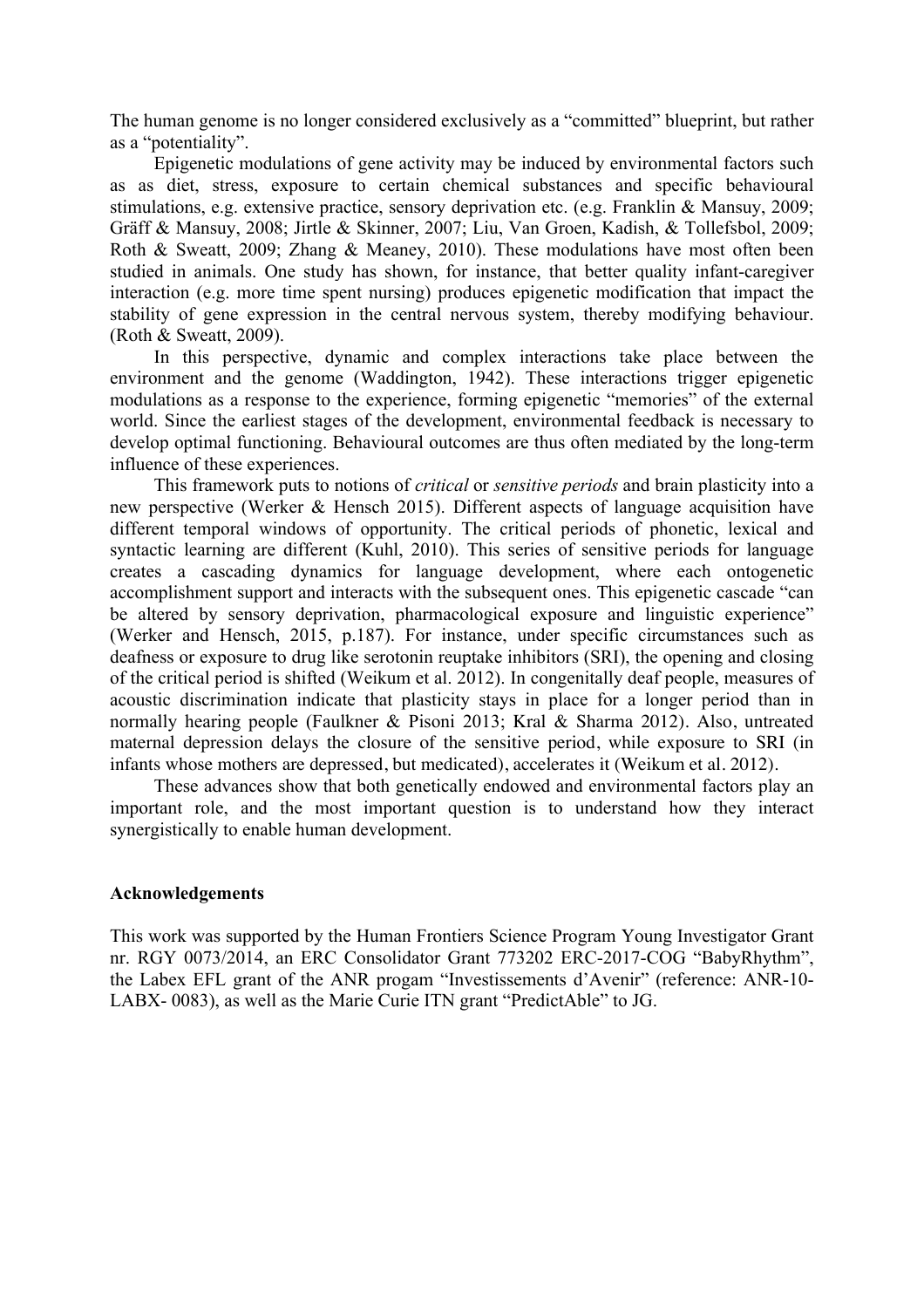The human genome is no longer considered exclusively as a "committed" blueprint, but rather as a "potentiality".

Epigenetic modulations of gene activity may be induced by environmental factors such as as diet, stress, exposure to certain chemical substances and specific behavioural stimulations, e.g. extensive practice, sensory deprivation etc. (e.g. Franklin & Mansuy, 2009; Gräff & Mansuy, 2008; Jirtle & Skinner, 2007; Liu, Van Groen, Kadish, & Tollefsbol, 2009; Roth & Sweatt, 2009; Zhang & Meaney, 2010). These modulations have most often been studied in animals. One study has shown, for instance, that better quality infant-caregiver interaction (e.g. more time spent nursing) produces epigenetic modification that impact the stability of gene expression in the central nervous system, thereby modifying behaviour. (Roth & Sweatt, 2009).

In this perspective, dynamic and complex interactions take place between the environment and the genome (Waddington, 1942). These interactions trigger epigenetic modulations as a response to the experience, forming epigenetic "memories" of the external world. Since the earliest stages of the development, environmental feedback is necessary to develop optimal functioning. Behavioural outcomes are thus often mediated by the long-term influence of these experiences.

This framework puts to notions of *critical* or *sensitive periods* and brain plasticity into a new perspective (Werker & Hensch 2015). Different aspects of language acquisition have different temporal windows of opportunity. The critical periods of phonetic, lexical and syntactic learning are different (Kuhl, 2010). This series of sensitive periods for language creates a cascading dynamics for language development, where each ontogenetic accomplishment support and interacts with the subsequent ones. This epigenetic cascade "can be altered by sensory deprivation, pharmacological exposure and linguistic experience" (Werker and Hensch, 2015, p.187). For instance, under specific circumstances such as deafness or exposure to drug like serotonin reuptake inhibitors (SRI), the opening and closing of the critical period is shifted (Weikum et al. 2012). In congenitally deaf people, measures of acoustic discrimination indicate that plasticity stays in place for a longer period than in normally hearing people (Faulkner & Pisoni 2013; Kral & Sharma 2012). Also, untreated maternal depression delays the closure of the sensitive period, while exposure to SRI (in infants whose mothers are depressed, but medicated), accelerates it (Weikum et al. 2012).

These advances show that both genetically endowed and environmental factors play an important role, and the most important question is to understand how they interact synergistically to enable human development.

**Acknowledgements**

This work was supported by the Human Frontiers Science Program Young Investigator Grant nr. RGY 0073/2014, an ERC Consolidator Grant 773202 ERC-2017-COG "BabyRhythm", the Labex EFL grant of the ANR progam "Investissements d'Avenir" (reference: ANR-10-LABX- 0083), as well as the Marie Curie ITN grant "PredictAble" to JG.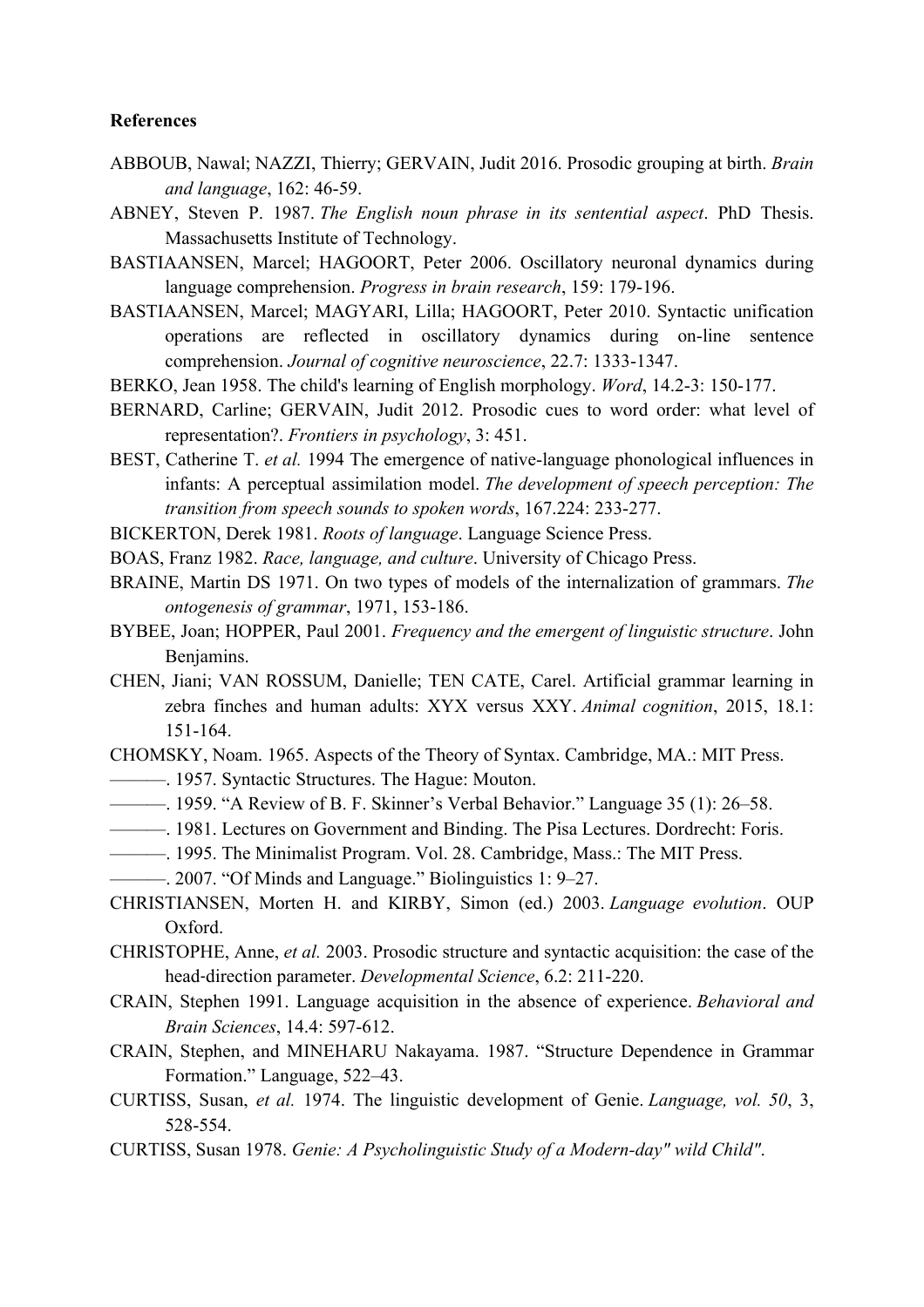**References**

ABBOUB, Nawal; NAZZI, Thierry; GERVAIN, Judit 2016. Prosodic grouping at birth. *Brain and language*, 162: 46-59.

ABNEY, Steven P. 1987. *The English noun phrase in its sentential aspect*. PhD Thesis. Massachusetts Institute of Technology.

BASTIAANSEN, Marcel; HAGOORT, Peter 2006. Oscillatory neuronal dynamics during language comprehension. *Progress in brain research*, 159: 179-196.

BASTIAANSEN, Marcel; MAGYARI, Lilla; HAGOORT, Peter 2010. Syntactic unification operations are reflected in oscillatory dynamics during on-line sentence comprehension. *Journal of cognitive neuroscience*, 22.7: 1333-1347.

BERKO, Jean 1958. The child's learning of English morphology. *Word*, 14.2-3: 150-177.

BERNARD, Carline; GERVAIN, Judit 2012. Prosodic cues to word order: what level of representation?. *Frontiers in psychology*, 3: 451.

BEST, Catherine T. *et al.* 1994 The emergence of native-language phonological influences in infants: A perceptual assimilation model. *The development of speech perception: The transition from speech sounds to spoken words*, 167.224: 233-277.

BICKERTON, Derek 1981. *Roots of language*. Language Science Press.

BOAS, Franz 1982. *Race, language, and culture*. University of Chicago Press.

BRAINE, Martin DS 1971. On two types of models of the internalization of grammars. *The ontogenesis of grammar*, 1971, 153-186.

BYBEE, Joan; HOPPER, Paul 2001. *Frequency and the emergent of linguistic structure*. John Benjamins.

CHEN, Jiani; VAN ROSSUM, Danielle; TEN CATE, Carel. Artificial grammar learning in zebra finches and human adults: XYX versus XXY. *Animal cognition*, 2015, 18.1: 151-164.

CHOMSKY, Noam. 1965. Aspects of the Theory of Syntax. Cambridge, MA.: MIT Press.

———. 1957. Syntactic Structures. The Hague: Mouton.

———. 1959. "A Review of B. F. Skinner's Verbal Behavior." Language 35 (1): 26–58.

———. 1981. Lectures on Government and Binding. The Pisa Lectures. Dordrecht: Foris.

———. 1995. The Minimalist Program. Vol. 28. Cambridge, Mass.: The MIT Press.

———. 2007. "Of Minds and Language." Biolinguistics 1: 9–27.

CHRISTIANSEN, Morten H. and KIRBY, Simon (ed.) 2003. *Language evolution*. OUP Oxford.

CHRISTOPHE, Anne, *et al.* 2003. Prosodic structure and syntactic acquisition: the case of the head-direction parameter. *Developmental Science*, 6.2: 211-220.

CRAIN, Stephen 1991. Language acquisition in the absence of experience. *Behavioral and Brain Sciences*, 14.4: 597-612.

CRAIN, Stephen, and MINEHARU Nakayama. 1987. "Structure Dependence in Grammar Formation." Language, 522–43.

CURTISS, Susan, *et al.* 1974. The linguistic development of Genie. *Language, vol. 50*, 3, 528-554.

CURTISS, Susan 1978. *Genie: A Psycholinguistic Study of a Modern-day" wild Child"*.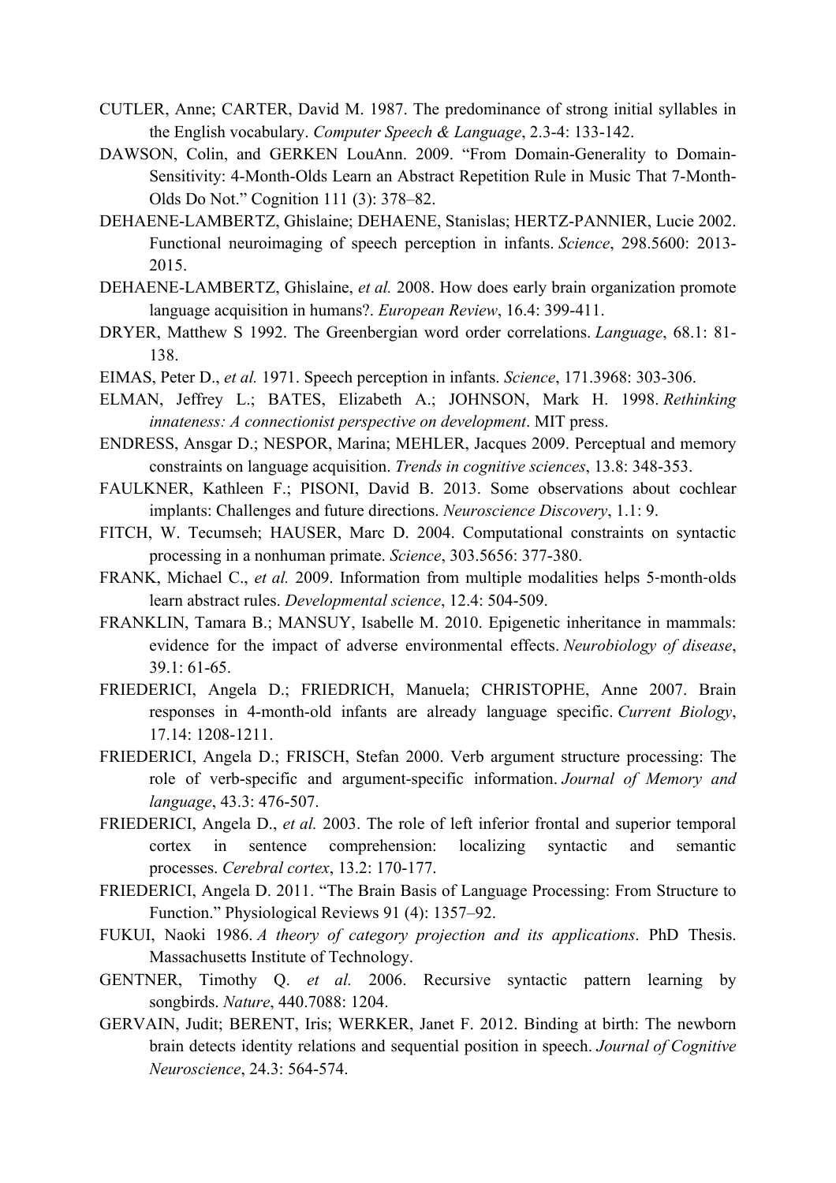CUTLER, Anne; CARTER, David M. 1987. The predominance of strong initial syllables in the English vocabulary. *Computer Speech & Language*, 2.3-4: 133-142.

DAWSON, Colin, and GERKEN LouAnn. 2009. "From Domain-Generality to Domain-Sensitivity: 4-Month-Olds Learn an Abstract Repetition Rule in Music That 7-Month-Olds Do Not." Cognition 111 (3): 378–82.

DEHAENE-LAMBERTZ, Ghislaine; DEHAENE, Stanislas; HERTZ-PANNIER, Lucie 2002. Functional neuroimaging of speech perception in infants. *Science*, 298.5600: 2013-2015.

DEHAENE-LAMBERTZ, Ghislaine, *et al.* 2008. How does early brain organization promote language acquisition in humans?. *European Review*, 16.4: 399-411.

DRYER, Matthew S 1992. The Greenbergian word order correlations. *Language*, 68.1: 81-138.

EIMAS, Peter D., *et al.* 1971. Speech perception in infants. *Science*, 171.3968: 303-306.

ELMAN, Jeffrey L.; BATES, Elizabeth A.; JOHNSON, Mark H. 1998. *Rethinking innateness: A connectionist perspective on development*. MIT press.

ENDRESS, Ansgar D.; NESPOR, Marina; MEHLER, Jacques 2009. Perceptual and memory constraints on language acquisition. *Trends in cognitive sciences*, 13.8: 348-353.

FAULKNER, Kathleen F.; PISONI, David B. 2013. Some observations about cochlear implants: Challenges and future directions. *Neuroscience Discovery*, 1.1: 9.

FITCH, W. Tecumseh; HAUSER, Marc D. 2004. Computational constraints on syntactic processing in a nonhuman primate. *Science*, 303.5656: 377-380.

FRANK, Michael C., *et al.* 2009. Information from multiple modalities helps 5-month-olds learn abstract rules. *Developmental science*, 12.4: 504-509.

FRANKLIN, Tamara B.; MANSUY, Isabelle M. 2010. Epigenetic inheritance in mammals: evidence for the impact of adverse environmental effects. *Neurobiology of disease*, 39.1: 61-65.

FRIEDERICI, Angela D.; FRIEDRICH, Manuela; CHRISTOPHE, Anne 2007. Brain responses in 4-month-old infants are already language specific. *Current Biology*, 17.14: 1208-1211.

FRIEDERICI, Angela D.; FRISCH, Stefan 2000. Verb argument structure processing: The role of verb-specific and argument-specific information. *Journal of Memory and language*, 43.3: 476-507.

FRIEDERICI, Angela D., *et al.* 2003. The role of left inferior frontal and superior temporal cortex in sentence comprehension: localizing syntactic and semantic processes. *Cerebral cortex*, 13.2: 170-177.

FRIEDERICI, Angela D. 2011. "The Brain Basis of Language Processing: From Structure to Function." Physiological Reviews 91 (4): 1357–92.

FUKUI, Naoki 1986. *A theory of category projection and its applications*. PhD Thesis. Massachusetts Institute of Technology.

GENTNER, Timothy Q. *et al.* 2006. Recursive syntactic pattern learning by songbirds. *Nature*, 440.7088: 1204.

GERVAIN, Judit; BERENT, Iris; WERKER, Janet F. 2012. Binding at birth: The newborn brain detects identity relations and sequential position in speech. *Journal of Cognitive Neuroscience*, 24.3: 564-574.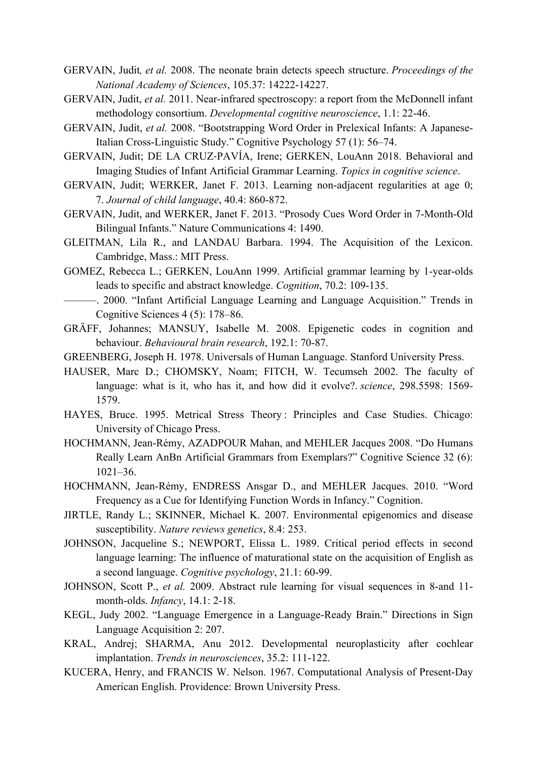GERVAIN, Judit*, et al.* 2008. The neonate brain detects speech structure. *Proceedings of the National Academy of Sciences*, 105.37: 14222-14227.

GERVAIN, Judit, *et al.* 2011. Near-infrared spectroscopy: a report from the McDonnell infant methodology consortium. *Developmental cognitive neuroscience*, 1.1: 22-46.

GERVAIN, Judit, *et al.* 2008. "Bootstrapping Word Order in Prelexical Infants: A Japanese-Italian Cross-Linguistic Study." Cognitive Psychology 57 (1): 56–74.

GERVAIN, Judit; DE LA CRUZ-PAVÍA, Irene; GERKEN, LouAnn 2018. Behavioral and Imaging Studies of Infant Artificial Grammar Learning. *Topics in cognitive science*.

GERVAIN, Judit; WERKER, Janet F. 2013. Learning non-adjacent regularities at age 0; 7. *Journal of child language*, 40.4: 860-872.

GERVAIN, Judit, and WERKER, Janet F. 2013. "Prosody Cues Word Order in 7-Month-Old Bilingual Infants." Nature Communications 4: 1490.

GLEITMAN, Lila R., and LANDAU Barbara. 1994. The Acquisition of the Lexicon. Cambridge, Mass.: MIT Press.

GOMEZ, Rebecca L.; GERKEN, LouAnn 1999. Artificial grammar learning by 1-year-olds leads to specific and abstract knowledge. *Cognition*, 70.2: 109-135.

———. 2000. "Infant Artificial Language Learning and Language Acquisition." Trends in Cognitive Sciences 4 (5): 178–86.

GRÄFF, Johannes; MANSUY, Isabelle M. 2008. Epigenetic codes in cognition and behaviour. *Behavioural brain research*, 192.1: 70-87.

GREENBERG, Joseph H. 1978. Universals of Human Language. Stanford University Press.

HAUSER, Marc D.; CHOMSKY, Noam; FITCH, W. Tecumseh 2002. The faculty of language: what is it, who has it, and how did it evolve?. *science*, 298.5598: 1569-1579.

HAYES, Bruce. 1995. Metrical Stress Theory : Principles and Case Studies. Chicago: University of Chicago Press.

HOCHMANN, Jean-Rémy, AZADPOUR Mahan, and MEHLER Jacques 2008. "Do Humans Really Learn AnBn Artificial Grammars from Exemplars?" Cognitive Science 32 (6): 1021–36.

HOCHMANN, Jean-Rémy, ENDRESS Ansgar D., and MEHLER Jacques. 2010. "Word Frequency as a Cue for Identifying Function Words in Infancy." Cognition.

JIRTLE, Randy L.; SKINNER, Michael K. 2007. Environmental epigenomics and disease susceptibility. *Nature reviews genetics*, 8.4: 253.

JOHNSON, Jacqueline S.; NEWPORT, Elissa L. 1989. Critical period effects in second language learning: The influence of maturational state on the acquisition of English as a second language. *Cognitive psychology*, 21.1: 60-99.

JOHNSON, Scott P., *et al.* 2009. Abstract rule learning for visual sequences in 8-and 11-month-olds. *Infancy*, 14.1: 2-18.

KEGL, Judy 2002. "Language Emergence in a Language-Ready Brain." Directions in Sign Language Acquisition 2: 207.

KRAL, Andrej; SHARMA, Anu 2012. Developmental neuroplasticity after cochlear implantation. *Trends in neurosciences*, 35.2: 111-122.

KUCERA, Henry, and FRANCIS W. Nelson. 1967. Computational Analysis of Present-Day American English. Providence: Brown University Press.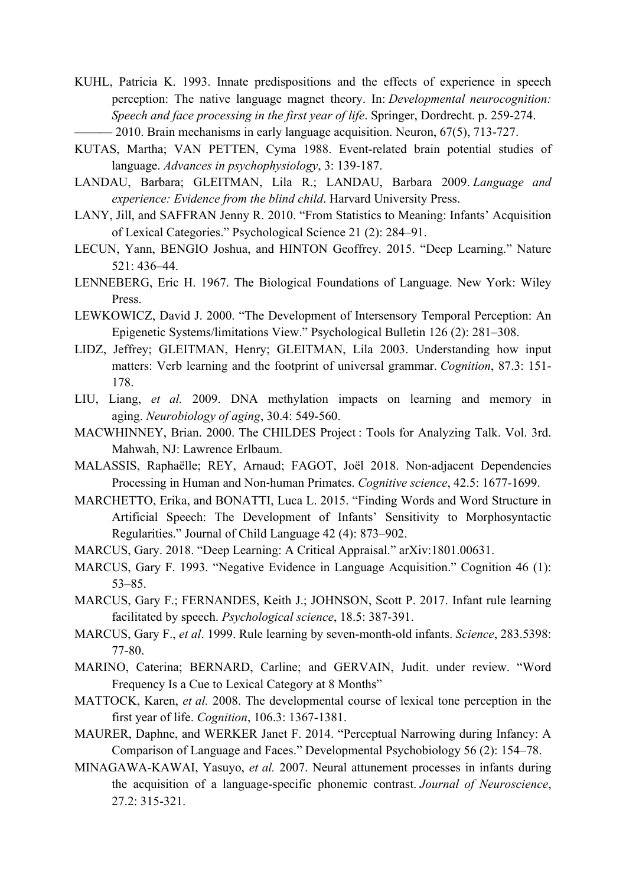KUHL, Patricia K. 1993. Innate predispositions and the effects of experience in speech perception: The native language magnet theory. In: *Developmental neurocognition: Speech and face processing in the first year of life*. Springer, Dordrecht. p. 259-274.

——— 2010. Brain mechanisms in early language acquisition. Neuron, 67(5), 713-727.

KUTAS, Martha; VAN PETTEN, Cyma 1988. Event-related brain potential studies of language. *Advances in psychophysiology*, 3: 139-187.

LANDAU, Barbara; GLEITMAN, Lila R.; LANDAU, Barbara 2009. *Language and experience: Evidence from the blind child*. Harvard University Press.

LANY, Jill, and SAFFRAN Jenny R. 2010. "From Statistics to Meaning: Infants' Acquisition of Lexical Categories." Psychological Science 21 (2): 284–91.

LECUN, Yann, BENGIO Joshua, and HINTON Geoffrey. 2015. "Deep Learning." Nature 521: 436–44.

LENNEBERG, Eric H. 1967. The Biological Foundations of Language. New York: Wiley Press.

LEWKOWICZ, David J. 2000. "The Development of Intersensory Temporal Perception: An Epigenetic Systems/limitations View." Psychological Bulletin 126 (2): 281–308.

LIDZ, Jeffrey; GLEITMAN, Henry; GLEITMAN, Lila 2003. Understanding how input matters: Verb learning and the footprint of universal grammar. *Cognition*, 87.3: 151-178.

LIU, Liang, *et al.* 2009. DNA methylation impacts on learning and memory in aging. *Neurobiology of aging*, 30.4: 549-560.

MACWHINNEY, Brian. 2000. The CHILDES Project : Tools for Analyzing Talk. Vol. 3rd. Mahwah, NJ: Lawrence Erlbaum.

MALASSIS, Raphaëlle; REY, Arnaud; FAGOT, Joël 2018. Non‐adjacent Dependencies Processing in Human and Non‐human Primates. *Cognitive science*, 42.5: 1677-1699.

MARCHETTO, Erika, and BONATTI, Luca L. 2015. "Finding Words and Word Structure in Artificial Speech: The Development of Infants' Sensitivity to Morphosyntactic Regularities." Journal of Child Language 42 (4): 873–902.

MARCUS, Gary. 2018. "Deep Learning: A Critical Appraisal." arXiv:1801.00631.

MARCUS, Gary F. 1993. "Negative Evidence in Language Acquisition." Cognition 46 (1): 53–85.

MARCUS, Gary F.; FERNANDES, Keith J.; JOHNSON, Scott P. 2017. Infant rule learning facilitated by speech. *Psychological science*, 18.5: 387-391.

MARCUS, Gary F., *et al*. 1999. Rule learning by seven-month-old infants. *Science*, 283.5398: 77-80.

MARINO, Caterina; BERNARD, Carline; and GERVAIN, Judit. under review. "Word Frequency Is a Cue to Lexical Category at 8 Months"

MATTOCK, Karen, *et al.* 2008. The developmental course of lexical tone perception in the first year of life. *Cognition*, 106.3: 1367-1381.

MAURER, Daphne, and WERKER Janet F. 2014. "Perceptual Narrowing during Infancy: A Comparison of Language and Faces." Developmental Psychobiology 56 (2): 154–78.

MINAGAWA-KAWAI, Yasuyo, *et al.* 2007. Neural attunement processes in infants during the acquisition of a language-specific phonemic contrast. *Journal of Neuroscience*, 27.2: 315-321.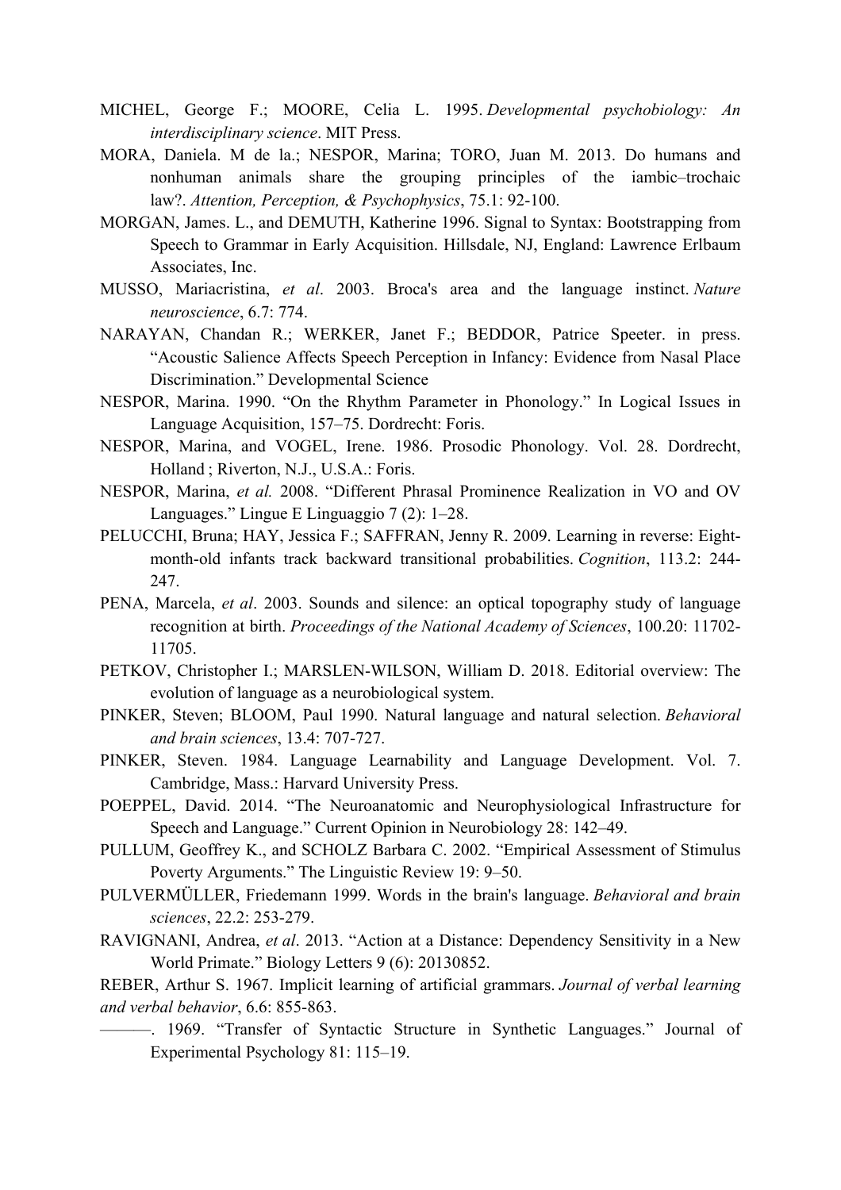MICHEL, George F.; MOORE, Celia L. 1995. *Developmental psychobiology: An interdisciplinary science*. MIT Press.

MORA, Daniela. M de la.; NESPOR, Marina; TORO, Juan M. 2013. Do humans and nonhuman animals share the grouping principles of the iambic–trochaic law?. *Attention, Perception, & Psychophysics*, 75.1: 92-100.

MORGAN, James. L., and DEMUTH, Katherine 1996. Signal to Syntax: Bootstrapping from Speech to Grammar in Early Acquisition. Hillsdale, NJ, England: Lawrence Erlbaum Associates, Inc.

MUSSO, Mariacristina, *et al*. 2003. Broca's area and the language instinct. *Nature neuroscience*, 6.7: 774.

NARAYAN, Chandan R.; WERKER, Janet F.; BEDDOR, Patrice Speeter. in press. "Acoustic Salience Affects Speech Perception in Infancy: Evidence from Nasal Place Discrimination." Developmental Science

NESPOR, Marina. 1990. "On the Rhythm Parameter in Phonology." In Logical Issues in Language Acquisition, 157–75. Dordrecht: Foris.

NESPOR, Marina, and VOGEL, Irene. 1986. Prosodic Phonology. Vol. 28. Dordrecht, Holland ; Riverton, N.J., U.S.A.: Foris.

NESPOR, Marina, *et al.* 2008. "Different Phrasal Prominence Realization in VO and OV Languages." Lingue E Linguaggio 7 (2): 1–28.

PELUCCHI, Bruna; HAY, Jessica F.; SAFFRAN, Jenny R. 2009. Learning in reverse: Eight-month-old infants track backward transitional probabilities. *Cognition*, 113.2: 244-247.

PENA, Marcela, *et al*. 2003. Sounds and silence: an optical topography study of language recognition at birth. *Proceedings of the National Academy of Sciences*, 100.20: 11702-11705.

PETKOV, Christopher I.; MARSLEN-WILSON, William D. 2018. Editorial overview: The evolution of language as a neurobiological system.

PINKER, Steven; BLOOM, Paul 1990. Natural language and natural selection. *Behavioral and brain sciences*, 13.4: 707-727.

PINKER, Steven. 1984. Language Learnability and Language Development. Vol. 7. Cambridge, Mass.: Harvard University Press.

POEPPEL, David. 2014. "The Neuroanatomic and Neurophysiological Infrastructure for Speech and Language." Current Opinion in Neurobiology 28: 142–49.

PULLUM, Geoffrey K., and SCHOLZ Barbara C. 2002. "Empirical Assessment of Stimulus Poverty Arguments." The Linguistic Review 19: 9–50.

PULVERMÜLLER, Friedemann 1999. Words in the brain's language. *Behavioral and brain sciences*, 22.2: 253-279.

RAVIGNANI, Andrea, *et al*. 2013. "Action at a Distance: Dependency Sensitivity in a New World Primate." Biology Letters 9 (6): 20130852.

REBER, Arthur S. 1967. Implicit learning of artificial grammars. *Journal of verbal learning and verbal behavior*, 6.6: 855-863.

———. 1969. "Transfer of Syntactic Structure in Synthetic Languages." Journal of Experimental Psychology 81: 115–19.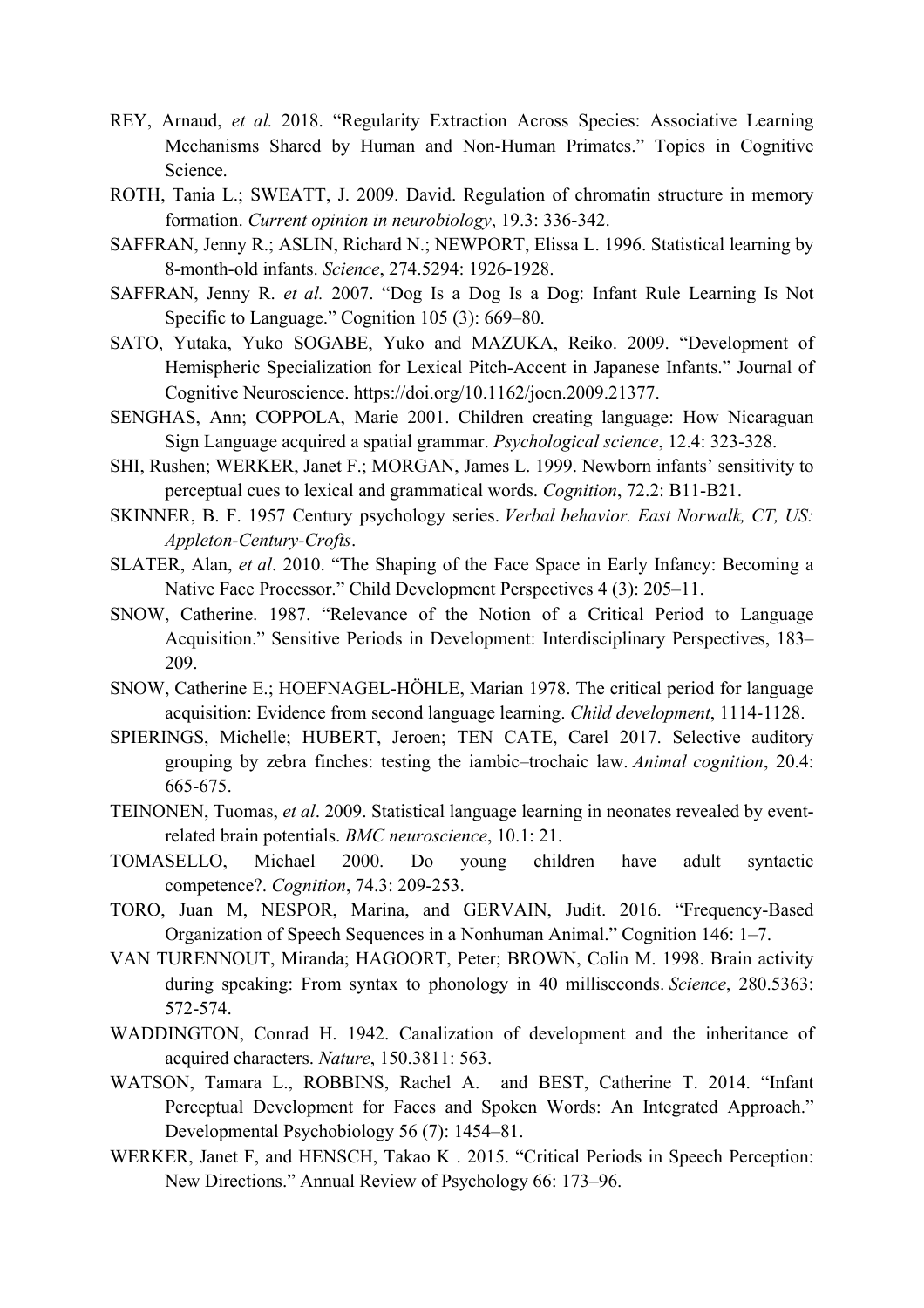REY, Arnaud, *et al.* 2018. "Regularity Extraction Across Species: Associative Learning Mechanisms Shared by Human and Non-Human Primates." Topics in Cognitive Science.

ROTH, Tania L.; SWEATT, J. 2009. David. Regulation of chromatin structure in memory formation. *Current opinion in neurobiology*, 19.3: 336-342.

SAFFRAN, Jenny R.; ASLIN, Richard N.; NEWPORT, Elissa L. 1996. Statistical learning by 8-month-old infants. *Science*, 274.5294: 1926-1928.

SAFFRAN, Jenny R. *et al.* 2007. "Dog Is a Dog Is a Dog: Infant Rule Learning Is Not Specific to Language." Cognition 105 (3): 669–80.

SATO, Yutaka, Yuko SOGABE, Yuko and MAZUKA, Reiko. 2009. "Development of Hemispheric Specialization for Lexical Pitch-Accent in Japanese Infants." Journal of Cognitive Neuroscience. https://doi.org/10.1162/jocn.2009.21377.

SENGHAS, Ann; COPPOLA, Marie 2001. Children creating language: How Nicaraguan Sign Language acquired a spatial grammar. *Psychological science*, 12.4: 323-328.

SHI, Rushen; WERKER, Janet F.; MORGAN, James L. 1999. Newborn infants' sensitivity to perceptual cues to lexical and grammatical words. *Cognition*, 72.2: B11-B21.

SKINNER, B. F. 1957 Century psychology series. *Verbal behavior. East Norwalk, CT, US: Appleton-Century-Crofts*.

SLATER, Alan, *et al*. 2010. "The Shaping of the Face Space in Early Infancy: Becoming a Native Face Processor." Child Development Perspectives 4 (3): 205–11.

SNOW, Catherine. 1987. "Relevance of the Notion of a Critical Period to Language Acquisition." Sensitive Periods in Development: Interdisciplinary Perspectives, 183–209.

SNOW, Catherine E.; HOEFNAGEL-HÖHLE, Marian 1978. The critical period for language acquisition: Evidence from second language learning. *Child development*, 1114-1128.

SPIERINGS, Michelle; HUBERT, Jeroen; TEN CATE, Carel 2017. Selective auditory grouping by zebra finches: testing the iambic–trochaic law. *Animal cognition*, 20.4: 665-675.

TEINONEN, Tuomas, *et al*. 2009. Statistical language learning in neonates revealed by event-related brain potentials. *BMC neuroscience*, 10.1: 21.

TOMASELLO, Michael 2000. Do young children have adult syntactic competence?. *Cognition*, 74.3: 209-253.

TORO, Juan M, NESPOR, Marina, and GERVAIN, Judit. 2016. "Frequency-Based Organization of Speech Sequences in a Nonhuman Animal." Cognition 146: 1–7.

VAN TURENNOUT, Miranda; HAGOORT, Peter; BROWN, Colin M. 1998. Brain activity during speaking: From syntax to phonology in 40 milliseconds. *Science*, 280.5363: 572-574.

WADDINGTON, Conrad H. 1942. Canalization of development and the inheritance of acquired characters. *Nature*, 150.3811: 563.

WATSON, Tamara L., ROBBINS, Rachel A. and BEST, Catherine T. 2014. "Infant Perceptual Development for Faces and Spoken Words: An Integrated Approach." Developmental Psychobiology 56 (7): 1454–81.

WERKER, Janet F, and HENSCH, Takao K . 2015. "Critical Periods in Speech Perception: New Directions." Annual Review of Psychology 66: 173–96.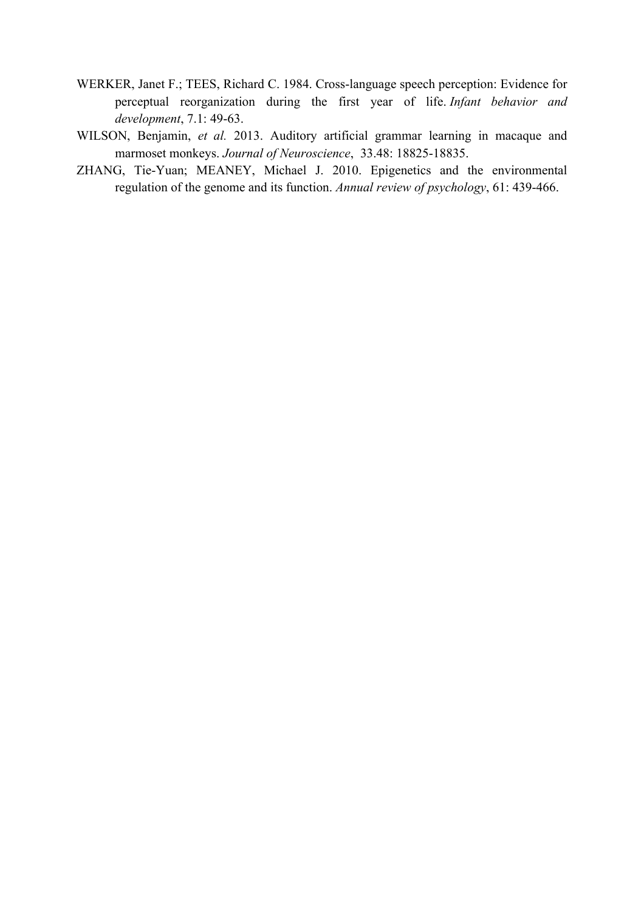WERKER, Janet F.; TEES, Richard C. 1984. Cross-language speech perception: Evidence for perceptual reorganization during the first year of life. *Infant behavior and development*, 7.1: 49-63.

WILSON, Benjamin, *et al.* 2013. Auditory artificial grammar learning in macaque and marmoset monkeys. *Journal of Neuroscience*, 33.48: 18825-18835.

ZHANG, Tie-Yuan; MEANEY, Michael J. 2010. Epigenetics and the environmental regulation of the genome and its function. *Annual review of psychology*, 61: 439-466.